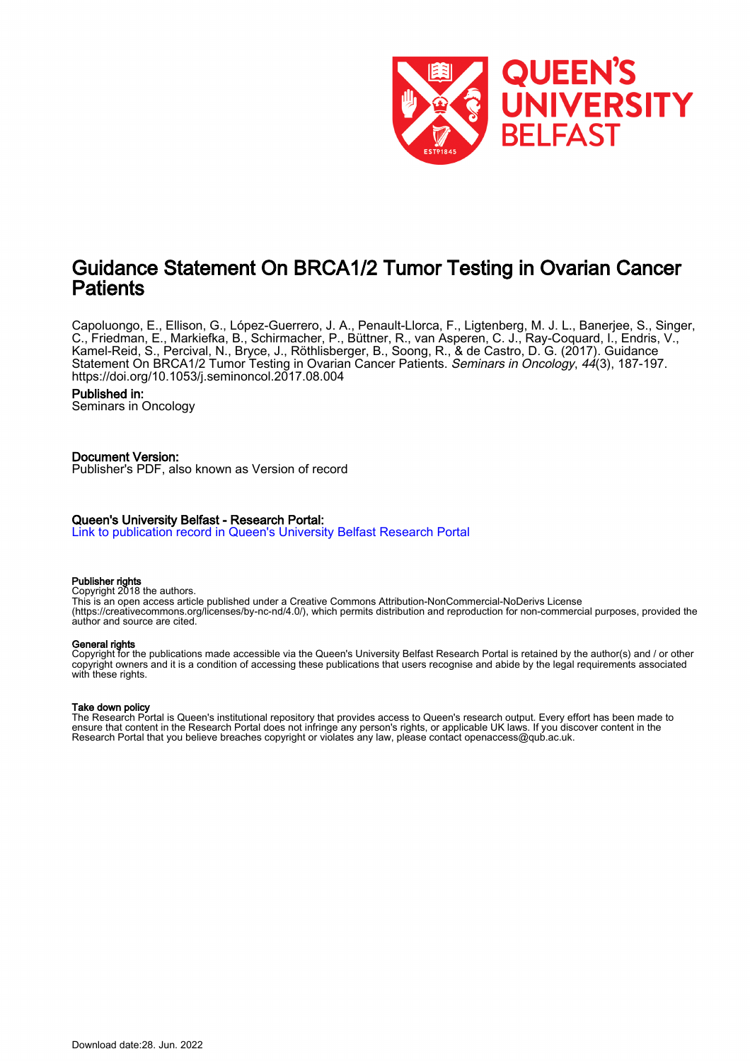# Guidance Statement On BRCA1/2 Tumor Testing in Ovarian Cancer Patients

Capoluongo, E., Ellison, G., López-Guerrero, J. A., Penault-Llorca, F., Ligtenberg, M. J. L., Banerjee, S., Singer, C., Friedman, E., Markiefka, B., Schirmacher, P., Büttner, R., van Asperen, C. J., Ray-Coquard, I., Endris, V., Kamel-Reid, S., Percival, N., Bryce, J., Röthlisberger, B., Soong, R., & de Castro, D. G. (2017). Guidance Statement On BRCA1/2 Tumor Testing in Ovarian Cancer Patients. *Seminars in Oncology*, *44*(3), 187-197. https://doi.org/10.1053/j.seminoncol.2017.08.004

**Published in:**
Seminars in Oncology

**Document Version:**
Publisher's PDF, also known as Version of record

**Queen's University Belfast - Research Portal:**
Link to publication record in Queen's University Belfast Research Portal

**Publisher rights**
Copyright 2018 the authors.
This is an open access article published under a Creative Commons Attribution-NonCommercial-NoDerivs License (https://creativecommons.org/licenses/by-nc-nd/4.0/), which permits distribution and reproduction for non-commercial purposes, provided the author and source are cited.

**General rights**
Copyright for the publications made accessible via the Queen's University Belfast Research Portal is retained by the author(s) and / or other copyright owners and it is a condition of accessing these publications that users recognise and abide by the legal requirements associated with these rights.

**Take down policy**
The Research Portal is Queen's institutional repository that provides access to Queen's research output. Every effort has been made to ensure that content in the Research Portal does not infringe any person's rights, or applicable UK laws. If you discover content in the Research Portal that you believe breaches copyright or violates any law, please contact openaccess@qub.ac.uk.

Download date:28. Jun. 2022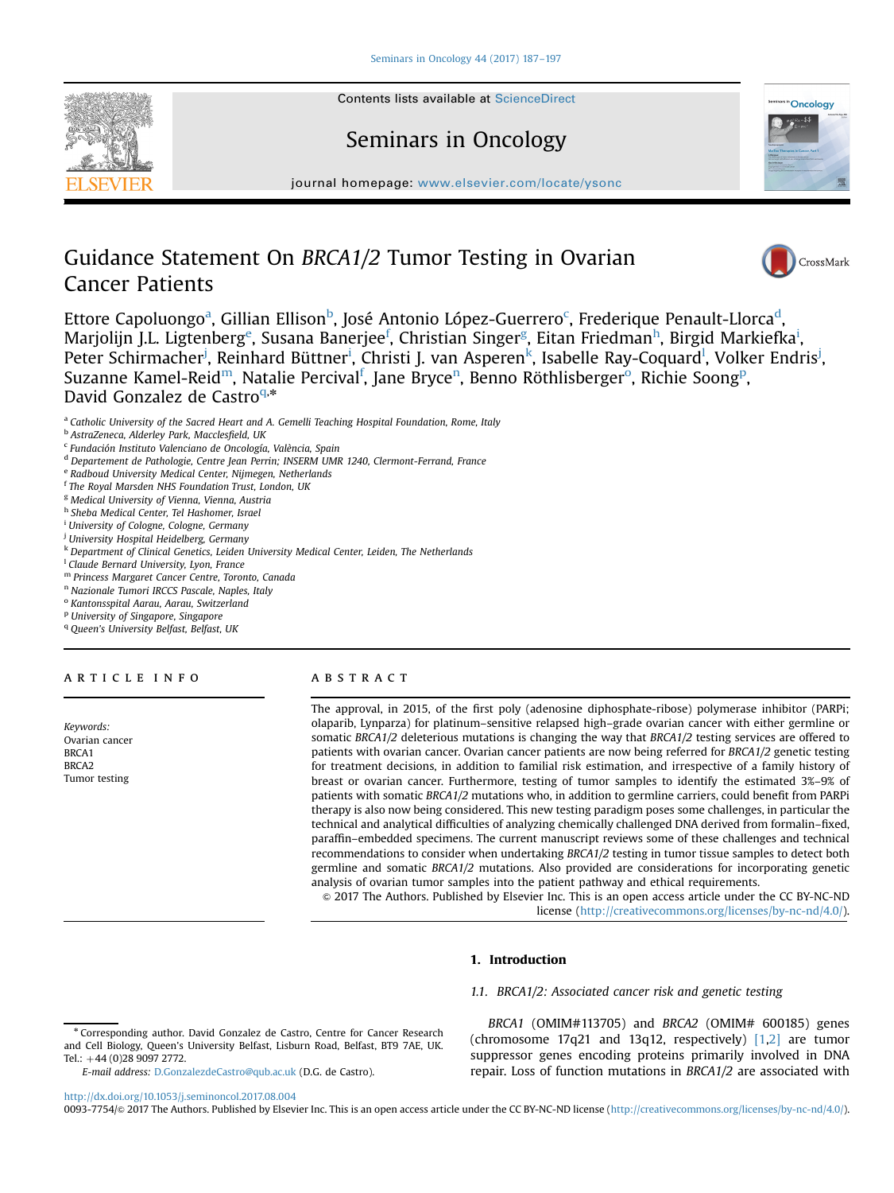# Guidance Statement On *BRCA1/2* Tumor Testing in Ovarian Cancer Patients

Ettore Capoluongo[a], Gillian Ellison[b], José Antonio López-Guerrero[c], Frederique Penault-Llorca[d], Marjolijn J.L. Ligtenberg[e], Susana Banerjee[f], Christian Singer[g], Eitan Friedman[h], Birgid Markiefka[i], Peter Schirmacher[j], Reinhard Büttner[i], Christi J. van Asperen[k], Isabelle Ray-Coquard[l], Volker Endris[j], Suzanne Kamel-Reid[m], Natalie Percival[f], Jane Bryce[n], Benno Röthlisberger[o], Richie Soong[p], David Gonzalez de Castro[q,*]

[a] Catholic University of the Sacred Heart and A. Gemelli Teaching Hospital Foundation, Rome, Italy
[b] AstraZeneca, Alderley Park, Macclesfield, UK
[c] Fundación Instituto Valenciano de Oncología, València, Spain
[d] Departement de Pathologie, Centre Jean Perrin; INSERM UMR 1240, Clermont-Ferrand, France
[e] Radboud University Medical Center, Nijmegen, Netherlands
[f] The Royal Marsden NHS Foundation Trust, London, UK
[g] Medical University of Vienna, Vienna, Austria
[h] Sheba Medical Center, Tel Hashomer, Israel
[i] University of Cologne, Cologne, Germany
[j] University Hospital Heidelberg, Germany
[k] Department of Clinical Genetics, Leiden University Medical Center, Leiden, The Netherlands
[l] Claude Bernard University, Lyon, France
[m] Princess Margaret Cancer Centre, Toronto, Canada
[n] Nazionale Tumori IRCCS Pascale, Naples, Italy
[o] Kantonsspital Aarau, Aarau, Switzerland
[p] University of Singapore, Singapore
[q] Queen's University Belfast, Belfast, UK

## ARTICLE INFO

*Keywords:*
Ovarian cancer
BRCA1
BRCA2
Tumor testing

## ABSTRACT

The approval, in 2015, of the first poly (adenosine diphosphate-ribose) polymerase inhibitor (PARPi; olaparib, Lynparza) for platinum–sensitive relapsed high–grade ovarian cancer with either germline or somatic *BRCA1/2* deleterious mutations is changing the way that *BRCA1/2* testing services are offered to patients with ovarian cancer. Ovarian cancer patients are now being referred for *BRCA1/2* genetic testing for treatment decisions, in addition to familial risk estimation, and irrespective of a family history of breast or ovarian cancer. Furthermore, testing of tumor samples to identify the estimated 3%–9% of patients with somatic *BRCA1/2* mutations who, in addition to germline carriers, could benefit from PARPi therapy is also now being considered. This new testing paradigm poses some challenges, in particular the technical and analytical difficulties of analyzing chemically challenged DNA derived from formalin–fixed, paraffin–embedded specimens. The current manuscript reviews some of these challenges and technical recommendations to consider when undertaking *BRCA1/2* testing in tumor tissue samples to detect both germline and somatic *BRCA1/2* mutations. Also provided are considerations for incorporating genetic analysis of ovarian tumor samples into the patient pathway and ethical requirements.

© 2017 The Authors. Published by Elsevier Inc. This is an open access article under the CC BY-NC-ND license (http://creativecommons.org/licenses/by-nc-nd/4.0/).

## 1. Introduction

### 1.1. BRCA1/2: Associated cancer risk and genetic testing

*BRCA1* (OMIM#113705) and *BRCA2* (OMIM# 600185) genes (chromosome 17q21 and 13q12, respectively) [1,2] are tumor suppressor genes encoding proteins primarily involved in DNA repair. Loss of function mutations in *BRCA1/2* are associated with

* Corresponding author. David Gonzalez de Castro, Centre for Cancer Research and Cell Biology, Queen's University Belfast, Lisburn Road, Belfast, BT9 7AE, UK. Tel.: +44 (0)28 9097 2772.
E-mail address: D.GonzalezdeCastro@qub.ac.uk (D.G. de Castro).

http://dx.doi.org/10.1053/j.seminoncol.2017.08.004
0093-7754/© 2017 The Authors. Published by Elsevier Inc. This is an open access article under the CC BY-NC-ND license (http://creativecommons.org/licenses/by-nc-nd/4.0/).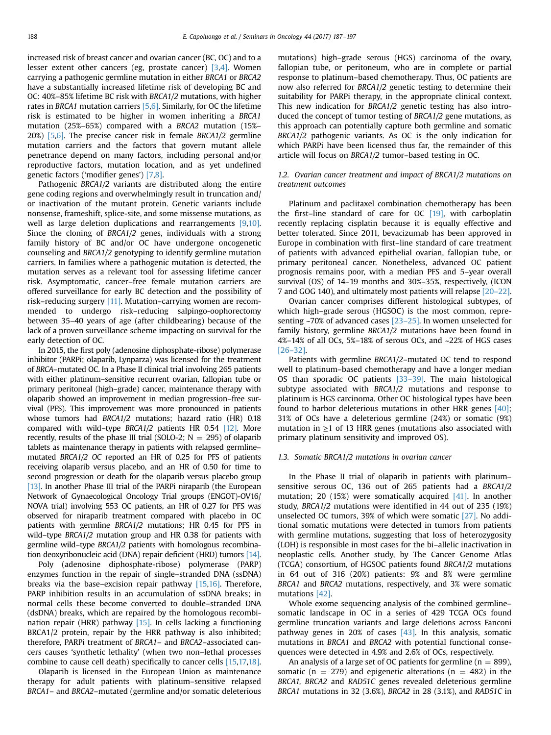increased risk of breast cancer and ovarian cancer (BC, OC) and to a lesser extent other cancers (eg, prostate cancer) [3,4]. Women carrying a pathogenic germline mutation in either *BRCA1* or *BRCA2* have a substantially increased lifetime risk of developing BC and OC: 40%–85% lifetime BC risk with *BRCA1/2* mutations, with higher rates in *BRCA1* mutation carriers [5,6]. Similarly, for OC the lifetime risk is estimated to be higher in women inheriting a *BRCA1* mutation (25%–65%) compared with a *BRCA2* mutation (15%–20%) [5,6]. The precise cancer risk in female *BRCA1/2* germline mutation carriers and the factors that govern mutant allele penetrance depend on many factors, including personal and/or reproductive factors, mutation location, and as yet undefined genetic factors ('modifier genes') [7,8].

Pathogenic *BRCA1/2* variants are distributed along the entire gene coding regions and overwhelmingly result in truncation and/or inactivation of the mutant protein. Genetic variants include nonsense, frameshift, splice-site, and some missense mutations, as well as large deletion duplications and rearrangements [9,10]. Since the cloning of *BRCA1/2* genes, individuals with a strong family history of BC and/or OC have undergone oncogenetic counseling and *BRCA1/2* genotyping to identify germline mutation carriers. In families where a pathogenic mutation is detected, the mutation serves as a relevant tool for assessing lifetime cancer risk. Asymptomatic, cancer–free female mutation carriers are offered surveillance for early BC detection and the possibility of risk–reducing surgery [11]. Mutation–carrying women are recommended to undergo risk–reducing salpingo-oophorectomy between 35–40 years of age (after childbearing) because of the lack of a proven surveillance scheme impacting on survival for the early detection of OC.

In 2015, the first poly (adenosine diphosphate-ribose) polymerase inhibitor (PARPi; olaparib, Lynparza) was licensed for the treatment of *BRCA*–mutated OC. In a Phase II clinical trial involving 265 patients with either platinum–sensitive recurrent ovarian, fallopian tube or primary peritoneal (high–grade) cancer, maintenance therapy with olaparib showed an improvement in median progression–free survival (PFS). This improvement was more pronounced in patients whose tumors had *BRCA1/2* mutations; hazard ratio (HR) 0.18 compared with wild–type *BRCA1/2* patients HR 0.54 [12]. More recently, results of the phase III trial (SOLO-2; N = 295) of olaparib tablets as maintenance therapy in patients with relapsed germline–mutated *BRCA1/2 OC* reported an HR of 0.25 for PFS of patients receiving olaparib versus placebo, and an HR of 0.50 for time to second progression or death for the olaparib versus placebo group [13]. In another Phase III trial of the PARPi niraparib (the European Network of Gynaecological Oncology Trial groups (ENGOT)-OV16/NOVA trial) involving 553 OC patients, an HR of 0.27 for PFS was observed for niraparib treatment compared with placebo in OC patients with germline *BRCA1/2* mutations; HR 0.45 for PFS in wild–type *BRCA1/2* mutation group and HR 0.38 for patients with germline wild–type *BRCA1/2* patients with homologous recombination deoxyribonucleic acid (DNA) repair deficient (HRD) tumors [14].

Poly (adenosine diphosphate-ribose) polymerase (PARP) enzymes function in the repair of single–stranded DNA (ssDNA) breaks via the base–excision repair pathway [15,16]. Therefore, PARP inhibition results in an accumulation of ssDNA breaks; in normal cells these become converted to double–stranded DNA (dsDNA) breaks, which are repaired by the homologous recombination repair (HRR) pathway [15]. In cells lacking a functioning BRCA1/2 protein, repair by the HRR pathway is also inhibited; therefore, PARPi treatment of *BRCA1*– and *BRCA2*–associated cancers causes 'synthetic lethality' (when two non–lethal processes combine to cause cell death) specifically to cancer cells [15,17,18].

Olaparib is licensed in the European Union as maintenance therapy for adult patients with platinum–sensitive relapsed *BRCA1*– and *BRCA2*–mutated (germline and/or somatic deleterious mutations) high–grade serous (HGS) carcinoma of the ovary, fallopian tube, or peritoneum, who are in complete or partial response to platinum–based chemotherapy. Thus, OC patients are now also referred for *BRCA1/2* genetic testing to determine their suitability for PARPi therapy, in the appropriate clinical context. This new indication for *BRCA1/2* genetic testing has also introduced the concept of tumor testing of *BRCA1/2* gene mutations, as this approach can potentially capture both germline and somatic *BRCA1/2* pathogenic variants. As OC is the only indication for which PARPi have been licensed thus far, the remainder of this article will focus on *BRCA1/2* tumor–based testing in OC.

### 1.2. Ovarian cancer treatment and impact of BRCA1/2 mutations on treatment outcomes

Platinum and paclitaxel combination chemotherapy has been the first–line standard of care for OC [19], with carboplatin recently replacing cisplatin because it is equally effective and better tolerated. Since 2011, bevacizumab has been approved in Europe in combination with first–line standard of care treatment of patients with advanced epithelial ovarian, fallopian tube, or primary peritoneal cancer. Nonetheless, advanced OC patient prognosis remains poor, with a median PFS and 5–year overall survival (OS) of 14–19 months and 30%–35%, respectively, (ICON 7 and GOG 140), and ultimately most patients will relapse [20–22].

Ovarian cancer comprises different histological subtypes, of which high–grade serous (HGSOC) is the most common, representing ~70% of advanced cases [23–25]. In women unselected for family history, germline *BRCA1/2* mutations have been found in 4%–14% of all OCs, 5%–18% of serous OCs, and ~22% of HGS cases [26–32].

Patients with germline *BRCA1/2*–mutated OC tend to respond well to platinum–based chemotherapy and have a longer median OS than sporadic OC patients [33–39]. The main histological subtype associated with *BRCA1/2* mutations and response to platinum is HGS carcinoma. Other OC histological types have been found to harbor deleterious mutations in other HRR genes [40]; 31% of OCs have a deleterious germline (24%) or somatic (9%) mutation in ≥1 of 13 HRR genes (mutations also associated with primary platinum sensitivity and improved OS).

### 1.3. Somatic BRCA1/2 mutations in ovarian cancer

In the Phase II trial of olaparib in patients with platinum–sensitive serous OC, 136 out of 265 patients had a *BRCA1/2* mutation; 20 (15%) were somatically acquired [41]. In another study, *BRCA1/2* mutations were identified in 44 out of 235 (19%) unselected OC tumors, 39% of which were somatic [27]. No additional somatic mutations were detected in tumors from patients with germline mutations, suggesting that loss of heterozygosity (LOH) is responsible in most cases for the bi–allelic inactivation in neoplastic cells. Another study, by The Cancer Genome Atlas (TCGA) consortium, of HGSOC patients found *BRCA1/2* mutations in 64 out of 316 (20%) patients: 9% and 8% were germline *BRCA1* and *BRCA2* mutations, respectively, and 3% were somatic mutations [42].

Whole exome sequencing analysis of the combined germline–somatic landscape in OC in a series of 429 TCGA OCs found germline truncation variants and large deletions across Fanconi pathway genes in 20% of cases [43]. In this analysis, somatic mutations in *BRCA1* and *BRCA2* with potential functional consequences were detected in 4.9% and 2.6% of OCs, respectively.

An analysis of a large set of OC patients for germline (n = 899), somatic (n = 279) and epigenetic alterations (n = 482) in the *BRCA1*, *BRCA2* and *RAD51C* genes revealed deleterious germline *BRCA1* mutations in 32 (3.6%), *BRCA2* in 28 (3.1%), and *RAD51C* in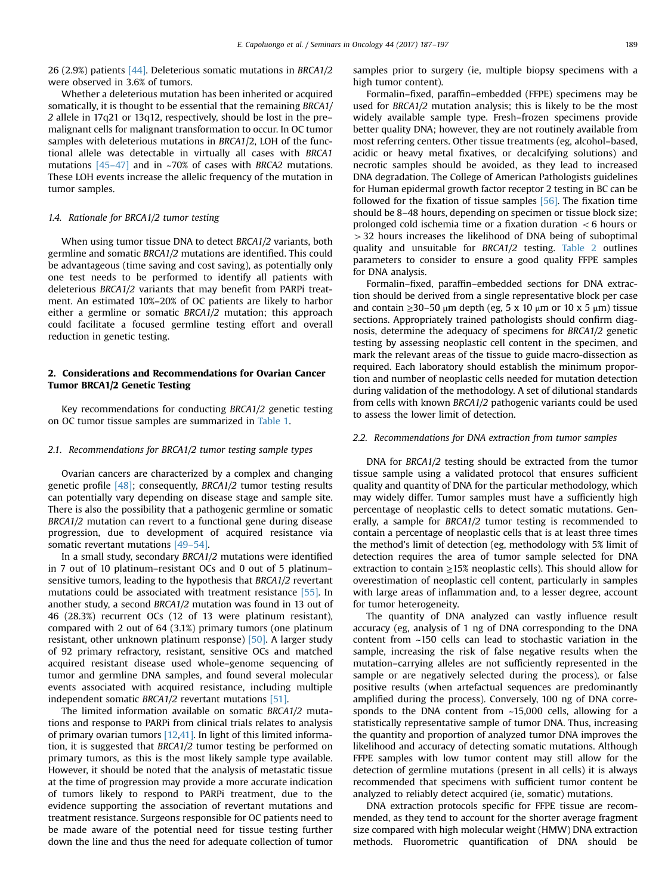26 (2.9%) patients [44]. Deleterious somatic mutations in *BRCA1/2* were observed in 3.6% of tumors.

Whether a deleterious mutation has been inherited or acquired somatically, it is thought to be essential that the remaining *BRCA1/2* allele in 17q21 or 13q12, respectively, should be lost in the pre–malignant cells for malignant transformation to occur. In OC tumor samples with deleterious mutations in *BRCA1/2*, LOH of the functional allele was detectable in virtually all cases with *BRCA1* mutations [45–47] and in ~70% of cases with *BRCA2* mutations. These LOH events increase the allelic frequency of the mutation in tumor samples.

### 1.4. Rationale for BRCA1/2 tumor testing

When using tumor tissue DNA to detect *BRCA1/2* variants, both germline and somatic *BRCA1/2* mutations are identified. This could be advantageous (time saving and cost saving), as potentially only one test needs to be performed to identify all patients with deleterious *BRCA1/2* variants that may benefit from PARPi treatment. An estimated 10%–20% of OC patients are likely to harbor either a germline or somatic *BRCA1/2* mutation; this approach could facilitate a focused germline testing effort and overall reduction in genetic testing.

## 2. Considerations and Recommendations for Ovarian Cancer Tumor BRCA1/2 Genetic Testing

Key recommendations for conducting *BRCA1/2* genetic testing on OC tumor tissue samples are summarized in Table 1.

### 2.1. Recommendations for BRCA1/2 tumor testing sample types

Ovarian cancers are characterized by a complex and changing genetic profile [48]; consequently, *BRCA1/2* tumor testing results can potentially vary depending on disease stage and sample site. There is also the possibility that a pathogenic germline or somatic *BRCA1/2* mutation can revert to a functional gene during disease progression, due to development of acquired resistance via somatic revertant mutations [49–54].

In a small study, secondary *BRCA1/2* mutations were identified in 7 out of 10 platinum–resistant OCs and 0 out of 5 platinum–sensitive tumors, leading to the hypothesis that *BRCA1/2* revertant mutations could be associated with treatment resistance [55]. In another study, a second *BRCA1/2* mutation was found in 13 out of 46 (28.3%) recurrent OCs (12 of 13 were platinum resistant), compared with 2 out of 64 (3.1%) primary tumors (one platinum resistant, other unknown platinum response) [50]. A larger study of 92 primary refractory, resistant, sensitive OCs and matched acquired resistant disease used whole–genome sequencing of tumor and germline DNA samples, and found several molecular events associated with acquired resistance, including multiple independent somatic *BRCA1/2* revertant mutations [51].

The limited information available on somatic *BRCA1/2* mutations and response to PARPi from clinical trials relates to analysis of primary ovarian tumors [12,41]. In light of this limited information, it is suggested that *BRCA1/2* tumor testing be performed on primary tumors, as this is the most likely sample type available. However, it should be noted that the analysis of metastatic tissue at the time of progression may provide a more accurate indication of tumors likely to respond to PARPi treatment, due to the evidence supporting the association of revertant mutations and treatment resistance. Surgeons responsible for OC patients need to be made aware of the potential need for tissue testing further down the line and thus the need for adequate collection of tumor samples prior to surgery (ie, multiple biopsy specimens with a high tumor content).

Formalin–fixed, paraffin–embedded (FFPE) specimens may be used for *BRCA1/2* mutation analysis; this is likely to be the most widely available sample type. Fresh–frozen specimens provide better quality DNA; however, they are not routinely available from most referring centers. Other tissue treatments (eg, alcohol–based, acidic or heavy metal fixatives, or decalcifying solutions) and necrotic samples should be avoided, as they lead to increased DNA degradation. The College of American Pathologists guidelines for Human epidermal growth factor receptor 2 testing in BC can be followed for the fixation of tissue samples [56]. The fixation time should be 8–48 hours, depending on specimen or tissue block size; prolonged cold ischemia time or a fixation duration $< 6$ hours or $> 32$ hours increases the likelihood of DNA being of suboptimal quality and unsuitable for *BRCA1/2* testing. Table 2 outlines parameters to consider to ensure a good quality FFPE samples for DNA analysis.

Formalin–fixed, paraffin–embedded sections for DNA extraction should be derived from a single representative block per case and contain ≥30–50 μm depth (eg, 5 x 10 μm or 10 x 5 μm) tissue sections. Appropriately trained pathologists should confirm diagnosis, determine the adequacy of specimens for *BRCA1/2* genetic testing by assessing neoplastic cell content in the specimen, and mark the relevant areas of the tissue to guide macro-dissection as required. Each laboratory should establish the minimum proportion and number of neoplastic cells needed for mutation detection during validation of the methodology. A set of dilutional standards from cells with known *BRCA1/2* pathogenic variants could be used to assess the lower limit of detection.

### 2.2. Recommendations for DNA extraction from tumor samples

DNA for *BRCA1/2* testing should be extracted from the tumor tissue sample using a validated protocol that ensures sufficient quality and quantity of DNA for the particular methodology, which may widely differ. Tumor samples must have a sufficiently high percentage of neoplastic cells to detect somatic mutations. Generally, a sample for *BRCA1/2* tumor testing is recommended to contain a percentage of neoplastic cells that is at least three times the method's limit of detection (eg, methodology with 5% limit of detection requires the area of tumor sample selected for DNA extraction to contain ≥15% neoplastic cells). This should allow for overestimation of neoplastic cell content, particularly in samples with large areas of inflammation and, to a lesser degree, account for tumor heterogeneity.

The quantity of DNA analyzed can vastly influence result accuracy (eg, analysis of 1 ng of DNA corresponding to the DNA content from ~150 cells can lead to stochastic variation in the sample, increasing the risk of false negative results when the mutation–carrying alleles are not sufficiently represented in the sample or are negatively selected during the process), or false positive results (when artefactual sequences are predominantly amplified during the process). Conversely, 100 ng of DNA corresponds to the DNA content from ~15,000 cells, allowing for a statistically representative sample of tumor DNA. Thus, increasing the quantity and proportion of analyzed tumor DNA improves the likelihood and accuracy of detecting somatic mutations. Although FFPE samples with low tumor content may still allow for the detection of germline mutations (present in all cells) it is always recommended that specimens with sufficient tumor content be analyzed to reliably detect acquired (ie, somatic) mutations.

DNA extraction protocols specific for FFPE tissue are recommended, as they tend to account for the shorter average fragment size compared with high molecular weight (HMW) DNA extraction methods. Fluorometric quantification of DNA should be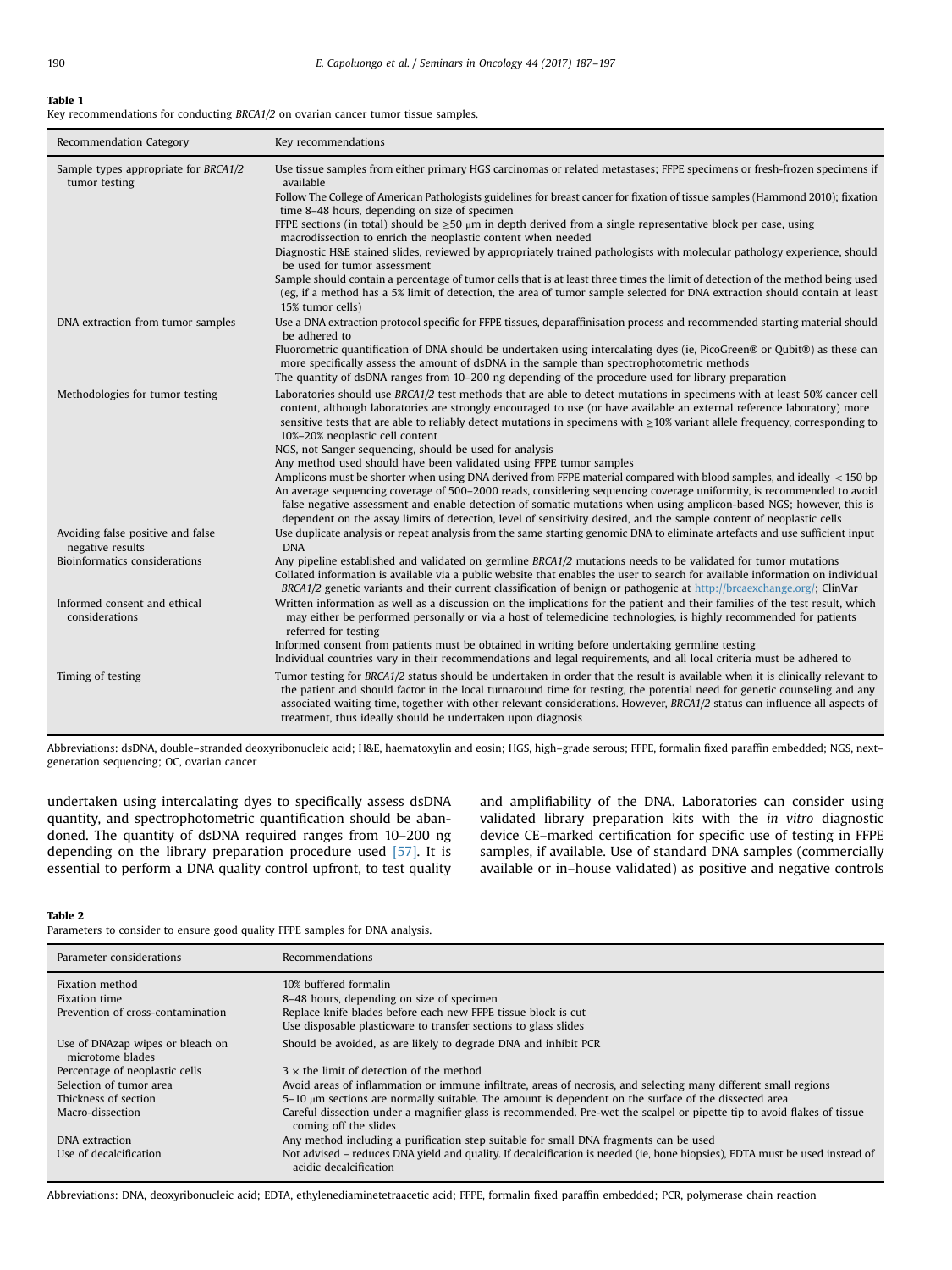**Table 1**
Key recommendations for conducting *BRCA1/2* on ovarian cancer tumor tissue samples.

| Recommendation Category | Key recommendations |
|---|---|
| Sample types appropriate for *BRCA1/2* tumor testing | Use tissue samples from either primary HGS carcinomas or related metastases; FFPE specimens or fresh-frozen specimens if available<br>Follow The College of American Pathologists guidelines for breast cancer for fixation of tissue samples (Hammond 2010); fixation time 8–48 hours, depending on size of specimen<br>FFPE sections (in total) should be ≥50 μm in depth derived from a single representative block per case, using macrodissection to enrich the neoplastic content when needed<br>Diagnostic H&E stained slides, reviewed by appropriately trained pathologists with molecular pathology experience, should be used for tumor assessment<br>Sample should contain a percentage of tumor cells that is at least three times the limit of detection of the method being used (eg, if a method has a 5% limit of detection, the area of tumor sample selected for DNA extraction should contain at least 15% tumor cells) |
| DNA extraction from tumor samples | Use a DNA extraction protocol specific for FFPE tissues, deparaffinisation process and recommended starting material should be adhered to<br>Fluorometric quantification of DNA should be undertaken using intercalating dyes (ie, PicoGreen® or Qubit®) as these can more specifically assess the amount of dsDNA in the sample than spectrophotometric methods<br>The quantity of dsDNA ranges from 10–200 ng depending of the procedure used for library preparation |
| Methodologies for tumor testing | Laboratories should use *BRCA1/2* test methods that are able to detect mutations in specimens with at least 50% cancer cell content, although laboratories are strongly encouraged to use (or have available an external reference laboratory) more sensitive tests that are able to reliably detect mutations in specimens with ≥10% variant allele frequency, corresponding to 10%–20% neoplastic cell content<br>NGS, not Sanger sequencing, should be used for analysis<br>Any method used should have been validated using FFPE tumor samples<br>Amplicons must be shorter when using DNA derived from FFPE material compared with blood samples, and ideally < 150 bp<br>An average sequencing coverage of 500–2000 reads, considering sequencing coverage uniformity, is recommended to avoid false negative assessment and enable detection of somatic mutations when using amplicon-based NGS; however, this is dependent on the assay limits of detection, level of sensitivity desired, and the sample content of neoplastic cells |
| Avoiding false positive and false negative results | Use duplicate analysis or repeat analysis from the same starting genomic DNA to eliminate artefacts and use sufficient input DNA |
| Bioinformatics considerations | Any pipeline established and validated on germline *BRCA1/2* mutations needs to be validated for tumor mutations<br>Collated information is available via a public website that enables the user to search for available information on individual *BRCA1/2* genetic variants and their current classification of benign or pathogenic at http://brcaexchange.org/; ClinVar |
| Informed consent and ethical considerations | Written information as well as a discussion on the implications for the patient and their families of the test result, which may either be performed personally or via a host of telemedicine technologies, is highly recommended for patients referred for testing<br>Informed consent from patients must be obtained in writing before undertaking germline testing<br>Individual countries vary in their recommendations and legal requirements, and all local criteria must be adhered to |
| Timing of testing | Tumor testing for *BRCA1/2* status should be undertaken in order that the result is available when it is clinically relevant to the patient and should factor in the local turnaround time for testing, the potential need for genetic counseling and any associated waiting time, together with other relevant considerations. However, *BRCA1/2* status can influence all aspects of treatment, thus ideally should be undertaken upon diagnosis |

Abbreviations: dsDNA, double–stranded deoxyribonucleic acid; H&E, haematoxylin and eosin; HGS, high–grade serous; FFPE, formalin fixed paraffin embedded; NGS, next–generation sequencing; OC, ovarian cancer

undertaken using intercalating dyes to specifically assess dsDNA quantity, and spectrophotometric quantification should be abandoned. The quantity of dsDNA required ranges from 10–200 ng depending on the library preparation procedure used [57]. It is essential to perform a DNA quality control upfront, to test quality and amplifiability of the DNA. Laboratories can consider using validated library preparation kits with the *in vitro* diagnostic device CE–marked certification for specific use of testing in FFPE samples, if available. Use of standard DNA samples (commercially available or in–house validated) as positive and negative controls

**Table 2**
Parameters to consider to ensure good quality FFPE samples for DNA analysis.

| Parameter considerations | Recommendations |
|---|---|
| Fixation method | 10% buffered formalin |
| Fixation time | 8–48 hours, depending on size of specimen |
| Prevention of cross-contamination | Replace knife blades before each new FFPE tissue block is cut<br>Use disposable plasticware to transfer sections to glass slides |
| Use of DNAzap wipes or bleach on microtome blades | Should be avoided, as are likely to degrade DNA and inhibit PCR |
| Percentage of neoplastic cells | 3 × the limit of detection of the method |
| Selection of tumor area | Avoid areas of inflammation or immune infiltrate, areas of necrosis, and selecting many different small regions |
| Thickness of section | 5–10 μm sections are normally suitable. The amount is dependent on the surface of the dissected area |
| Macro-dissection | Careful dissection under a magnifier glass is recommended. Pre-wet the scalpel or pipette tip to avoid flakes of tissue coming off the slides |
| DNA extraction | Any method including a purification step suitable for small DNA fragments can be used |
| Use of decalcification | Not advised – reduces DNA yield and quality. If decalcification is needed (ie, bone biopsies), EDTA must be used instead of acidic decalcification |

Abbreviations: DNA, deoxyribonucleic acid; EDTA, ethylenediaminetetraacetic acid; FFPE, formalin fixed paraffin embedded; PCR, polymerase chain reaction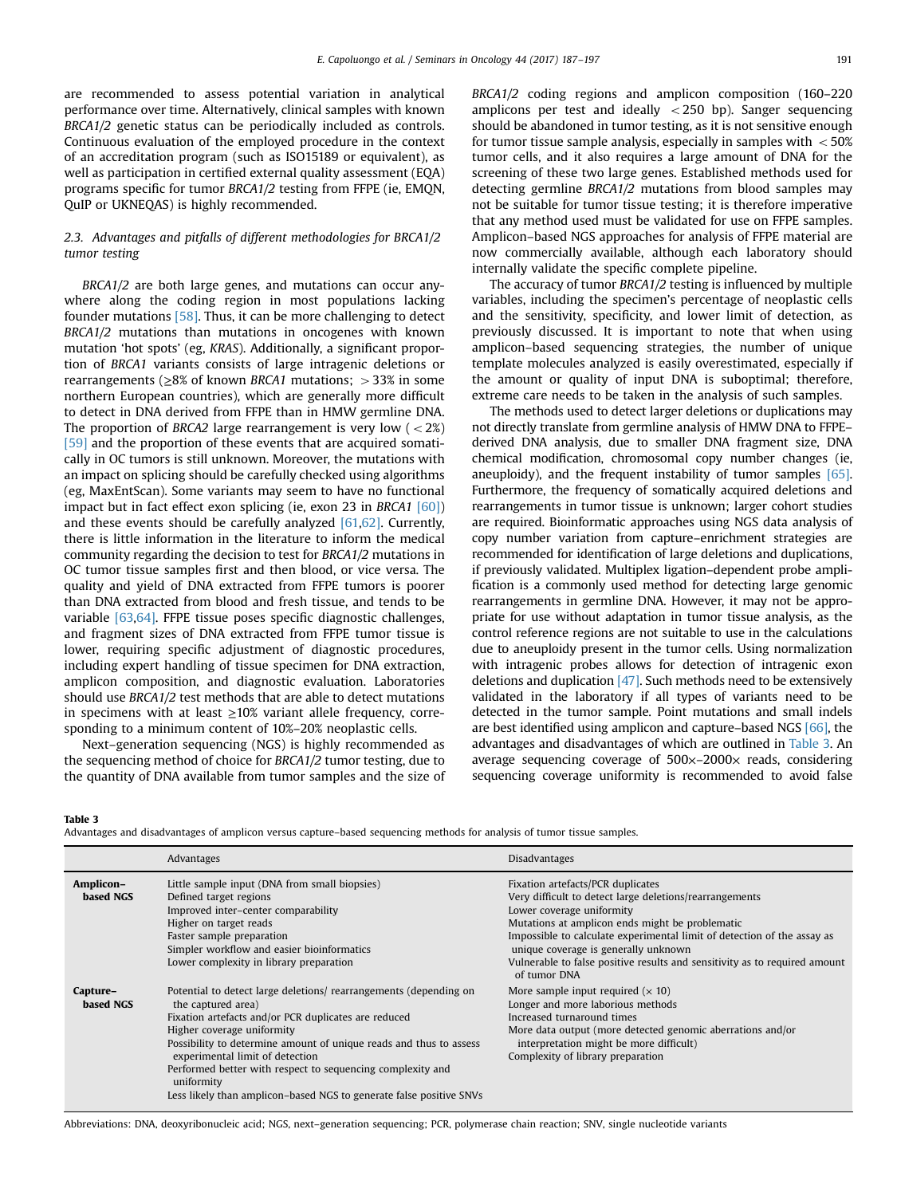are recommended to assess potential variation in analytical performance over time. Alternatively, clinical samples with known *BRCA1/2* genetic status can be periodically included as controls. Continuous evaluation of the employed procedure in the context of an accreditation program (such as ISO15189 or equivalent), as well as participation in certified external quality assessment (EQA) programs specific for tumor *BRCA1/2* testing from FFPE (ie, EMQN, QuIP or UKNEQAS) is highly recommended.

### 2.3. Advantages and pitfalls of different methodologies for BRCA1/2 tumor testing

*BRCA1/2* are both large genes, and mutations can occur anywhere along the coding region in most populations lacking founder mutations [58]. Thus, it can be more challenging to detect *BRCA1/2* mutations than mutations in oncogenes with known mutation 'hot spots' (eg, *KRAS*). Additionally, a significant proportion of *BRCA1* variants consists of large intragenic deletions or rearrangements (≥8% of known *BRCA1* mutations; > 33% in some northern European countries), which are generally more difficult to detect in DNA derived from FFPE than in HMW germline DNA. The proportion of *BRCA2* large rearrangement is very low ( < 2%) [59] and the proportion of these events that are acquired somatically in OC tumors is still unknown. Moreover, the mutations with an impact on splicing should be carefully checked using algorithms (eg, MaxEntScan). Some variants may seem to have no functional impact but in fact effect exon splicing (ie, exon 23 in *BRCA1* [60]) and these events should be carefully analyzed [61,62]. Currently, there is little information in the literature to inform the medical community regarding the decision to test for *BRCA1/2* mutations in OC tumor tissue samples first and then blood, or vice versa. The quality and yield of DNA extracted from FFPE tumors is poorer than DNA extracted from blood and fresh tissue, and tends to be variable [63,64]. FFPE tissue poses specific diagnostic challenges, and fragment sizes of DNA extracted from FFPE tumor tissue is lower, requiring specific adjustment of diagnostic procedures, including expert handling of tissue specimen for DNA extraction, amplicon composition, and diagnostic evaluation. Laboratories should use *BRCA1/2* test methods that are able to detect mutations in specimens with at least ≥10% variant allele frequency, corresponding to a minimum content of 10%–20% neoplastic cells.

Next–generation sequencing (NGS) is highly recommended as the sequencing method of choice for *BRCA1/2* tumor testing, due to the quantity of DNA available from tumor samples and the size of *BRCA1/2* coding regions and amplicon composition (160–220 amplicons per test and ideally < 250 bp). Sanger sequencing should be abandoned in tumor testing, as it is not sensitive enough for tumor tissue sample analysis, especially in samples with < 50% tumor cells, and it also requires a large amount of DNA for the screening of these two large genes. Established methods used for detecting germline *BRCA1/2* mutations from blood samples may not be suitable for tumor tissue testing; it is therefore imperative that any method used must be validated for use on FFPE samples. Amplicon–based NGS approaches for analysis of FFPE material are now commercially available, although each laboratory should internally validate the specific complete pipeline.

The accuracy of tumor *BRCA1/2* testing is influenced by multiple variables, including the specimen's percentage of neoplastic cells and the sensitivity, specificity, and lower limit of detection, as previously discussed. It is important to note that when using amplicon–based sequencing strategies, the number of unique template molecules analyzed is easily overestimated, especially if the amount or quality of input DNA is suboptimal; therefore, extreme care needs to be taken in the analysis of such samples.

The methods used to detect larger deletions or duplications may not directly translate from germline analysis of HMW DNA to FFPE–derived DNA analysis, due to smaller DNA fragment size, DNA chemical modification, chromosomal copy number changes (ie, aneuploidy), and the frequent instability of tumor samples [65]. Furthermore, the frequency of somatically acquired deletions and rearrangements in tumor tissue is unknown; larger cohort studies are required. Bioinformatic approaches using NGS data analysis of copy number variation from capture–enrichment strategies are recommended for identification of large deletions and duplications, if previously validated. Multiplex ligation–dependent probe amplification is a commonly used method for detecting large genomic rearrangements in germline DNA. However, it may not be appropriate for use without adaptation in tumor tissue analysis, as the control reference regions are not suitable to use in the calculations due to aneuploidy present in the tumor cells. Using normalization with intragenic probes allows for detection of intragenic exon deletions and duplication [47]. Such methods need to be extensively validated in the laboratory if all types of variants need to be detected in the tumor sample. Point mutations and small indels are best identified using amplicon and capture–based NGS [66], the advantages and disadvantages of which are outlined in Table 3. An average sequencing coverage of 500×–2000× reads, considering sequencing coverage uniformity is recommended to avoid false

**Table 3**
Advantages and disadvantages of amplicon versus capture–based sequencing methods for analysis of tumor tissue samples.

| | Advantages | Disadvantages |
|---|---|---|
| **Amplicon–based NGS** | Little sample input (DNA from small biopsies)<br>Defined target regions<br>Improved inter–center comparability<br>Higher on target reads<br>Faster sample preparation<br>Simpler workflow and easier bioinformatics<br>Lower complexity in library preparation | Fixation artefacts/PCR duplicates<br>Very difficult to detect large deletions/rearrangements<br>Lower coverage uniformity<br>Mutations at amplicon ends might be problematic<br>Impossible to calculate experimental limit of detection of the assay as unique coverage is generally unknown<br>Vulnerable to false positive results and sensitivity as to required amount of tumor DNA |
| **Capture–based NGS** | Potential to detect large deletions/ rearrangements (depending on the captured area)<br>Fixation artefacts and/or PCR duplicates are reduced<br>Higher coverage uniformity<br>Possibility to determine amount of unique reads and thus to assess experimental limit of detection<br>Performed better with respect to sequencing complexity and uniformity<br>Less likely than amplicon–based NGS to generate false positive SNVs | More sample input required (× 10)<br>Longer and more laborious methods<br>Increased turnaround times<br>More data output (more detected genomic aberrations and/or interpretation might be more difficult)<br>Complexity of library preparation |

Abbreviations: DNA, deoxyribonucleic acid; NGS, next–generation sequencing; PCR, polymerase chain reaction; SNV, single nucleotide variants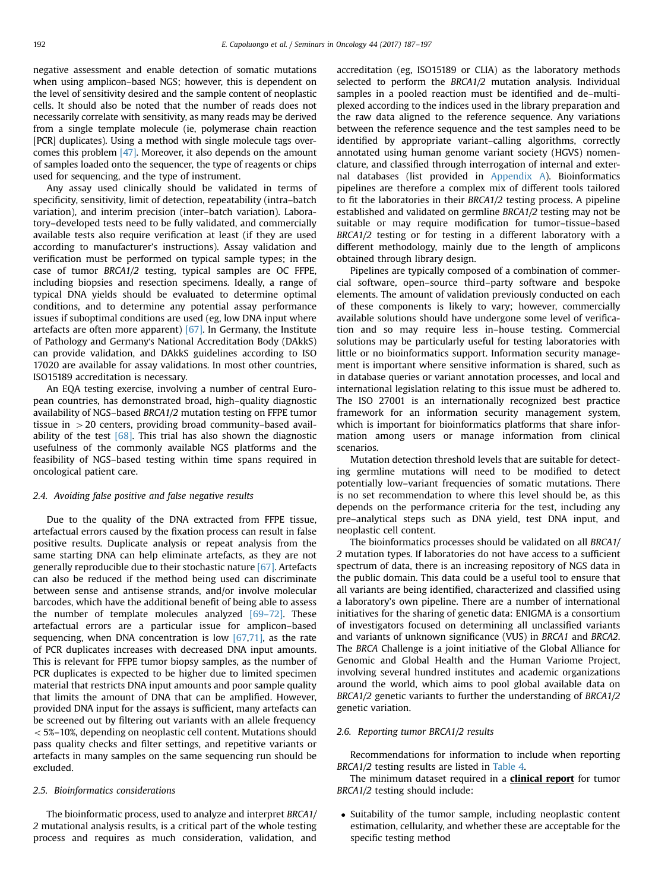negative assessment and enable detection of somatic mutations when using amplicon–based NGS; however, this is dependent on the level of sensitivity desired and the sample content of neoplastic cells. It should also be noted that the number of reads does not necessarily correlate with sensitivity, as many reads may be derived from a single template molecule (ie, polymerase chain reaction [PCR] duplicates). Using a method with single molecule tags overcomes this problem [47]. Moreover, it also depends on the amount of samples loaded onto the sequencer, the type of reagents or chips used for sequencing, and the type of instrument.

Any assay used clinically should be validated in terms of specificity, sensitivity, limit of detection, repeatability (intra–batch variation), and interim precision (inter–batch variation). Laboratory–developed tests need to be fully validated, and commercially available tests also require verification at least (if they are used according to manufacturer's instructions). Assay validation and verification must be performed on typical sample types; in the case of tumor *BRCA1/2* testing, typical samples are OC FFPE, including biopsies and resection specimens. Ideally, a range of typical DNA yields should be evaluated to determine optimal conditions, and to determine any potential assay performance issues if suboptimal conditions are used (eg, low DNA input where artefacts are often more apparent) [67]. In Germany, the Institute of Pathology and Germany's National Accreditation Body (DAkkS) can provide validation, and DAkkS guidelines according to ISO 17020 are available for assay validations. In most other countries, ISO15189 accreditation is necessary.

An EQA testing exercise, involving a number of central European countries, has demonstrated broad, high–quality diagnostic availability of NGS–based *BRCA1/2* mutation testing on FFPE tumor tissue in >20 centers, providing broad community–based availability of the test [68]. This trial has also shown the diagnostic usefulness of the commonly available NGS platforms and the feasibility of NGS–based testing within time spans required in oncological patient care.

### 2.4. Avoiding false positive and false negative results

Due to the quality of the DNA extracted from FFPE tissue, artefactual errors caused by the fixation process can result in false positive results. Duplicate analysis or repeat analysis from the same starting DNA can help eliminate artefacts, as they are not generally reproducible due to their stochastic nature [67]. Artefacts can also be reduced if the method being used can discriminate between sense and antisense strands, and/or involve molecular barcodes, which have the additional benefit of being able to assess the number of template molecules analyzed [69–72]. These artefactual errors are a particular issue for amplicon–based sequencing, when DNA concentration is low [67,71], as the rate of PCR duplicates increases with decreased DNA input amounts. This is relevant for FFPE tumor biopsy samples, as the number of PCR duplicates is expected to be higher due to limited specimen material that restricts DNA input amounts and poor sample quality that limits the amount of DNA that can be amplified. However, provided DNA input for the assays is sufficient, many artefacts can be screened out by filtering out variants with an allele frequency <5%–10%, depending on neoplastic cell content. Mutations should pass quality checks and filter settings, and repetitive variants or artefacts in many samples on the same sequencing run should be excluded.

### 2.5. Bioinformatics considerations

The bioinformatic process, used to analyze and interpret *BRCA1/2* mutational analysis results, is a critical part of the whole testing process and requires as much consideration, validation, and accreditation (eg, ISO15189 or CLIA) as the laboratory methods selected to perform the *BRCA1/2* mutation analysis. Individual samples in a pooled reaction must be identified and de–multiplexed according to the indices used in the library preparation and the raw data aligned to the reference sequence. Any variations between the reference sequence and the test samples need to be identified by appropriate variant–calling algorithms, correctly annotated using human genome variant society (HGVS) nomenclature, and classified through interrogation of internal and external databases (list provided in Appendix A). Bioinformatics pipelines are therefore a complex mix of different tools tailored to fit the laboratories in their *BRCA1/2* testing process. A pipeline established and validated on germline *BRCA1/2* testing may not be suitable or may require modification for tumor–tissue–based *BRCA1/2* testing or for testing in a different laboratory with a different methodology, mainly due to the length of amplicons obtained through library design.

Pipelines are typically composed of a combination of commercial software, open–source third–party software and bespoke elements. The amount of validation previously conducted on each of these components is likely to vary; however, commercially available solutions should have undergone some level of verification and so may require less in–house testing. Commercial solutions may be particularly useful for testing laboratories with little or no bioinformatics support. Information security management is important where sensitive information is shared, such as in database queries or variant annotation processes, and local and international legislation relating to this issue must be adhered to. The ISO 27001 is an internationally recognized best practice framework for an information security management system, which is important for bioinformatics platforms that share information among users or manage information from clinical scenarios.

Mutation detection threshold levels that are suitable for detecting germline mutations will need to be modified to detect potentially low–variant frequencies of somatic mutations. There is no set recommendation to where this level should be, as this depends on the performance criteria for the test, including any pre–analytical steps such as DNA yield, test DNA input, and neoplastic cell content.

The bioinformatics processes should be validated on all *BRCA1/2* mutation types. If laboratories do not have access to a sufficient spectrum of data, there is an increasing repository of NGS data in the public domain. This data could be a useful tool to ensure that all variants are being identified, characterized and classified using a laboratory's own pipeline. There are a number of international initiatives for the sharing of genetic data: ENIGMA is a consortium of investigators focused on determining all unclassified variants and variants of unknown significance (VUS) in *BRCA1* and *BRCA2*. The *BRCA* Challenge is a joint initiative of the Global Alliance for Genomic and Global Health and the Human Variome Project, involving several hundred institutes and academic organizations around the world, which aims to pool global available data on *BRCA1/2* genetic variants to further the understanding of *BRCA1/2* genetic variation.

### 2.6. Reporting tumor BRCA1/2 results

Recommendations for information to include when reporting *BRCA1/2* testing results are listed in Table 4.

The minimum dataset required in a **clinical report** for tumor *BRCA1/2* testing should include:

- Suitability of the tumor sample, including neoplastic content estimation, cellularity, and whether these are acceptable for the specific testing method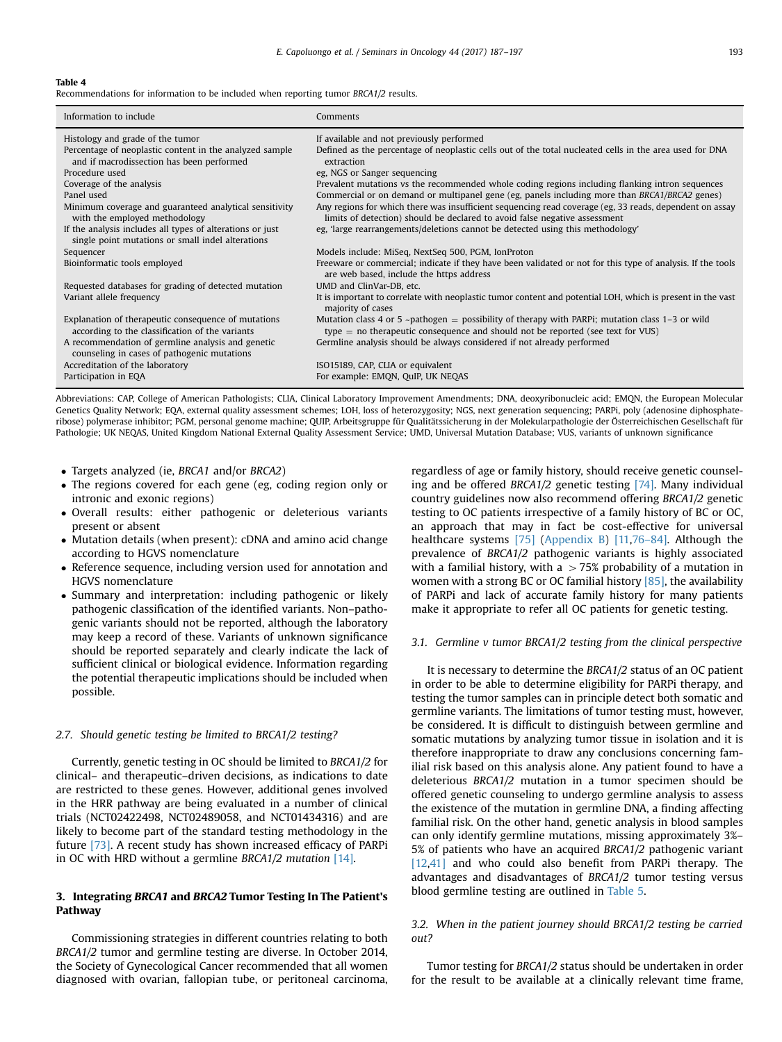**Table 4**
Recommendations for information to be included when reporting tumor *BRCA1/2* results.

| Information to include | Comments |
|---|---|
| Histology and grade of the tumor | If available and not previously performed |
| Percentage of neoplastic content in the analyzed sample and if macrodissection has been performed | Defined as the percentage of neoplastic cells out of the total nucleated cells in the area used for DNA extraction |
| Procedure used | eg, NGS or Sanger sequencing |
| Coverage of the analysis | Prevalent mutations vs the recommended whole coding regions including flanking intron sequences |
| Panel used | Commercial or on demand or multipanel gene (eg, panels including more than *BRCA1/BRCA2* genes) |
| Minimum coverage and guaranteed analytical sensitivity with the employed methodology | Any regions for which there was insufficient sequencing read coverage (eg, 33 reads, dependent on assay limits of detection) should be declared to avoid false negative assessment |
| If the analysis includes all types of alterations or just single point mutations or small indel alterations | eg, 'large rearrangements/deletions cannot be detected using this methodology' |
| Sequencer | Models include: MiSeq, NextSeq 500, PGM, IonProton |
| Bioinformatic tools employed | Freeware or commercial; indicate if they have been validated or not for this type of analysis. If the tools are web based, include the https address |
| Requested databases for grading of detected mutation | UMD and ClinVar-DB, etc. |
| Variant allele frequency | It is important to correlate with neoplastic tumor content and potential LOH, which is present in the vast majority of cases |
| Explanation of therapeutic consequence of mutations according to the classification of the variants | Mutation class 4 or 5 -pathogen = possibility of therapy with PARPi; mutation class 1–3 or wild type = no therapeutic consequence and should not be reported (see text for VUS) |
| A recommendation of germline analysis and genetic counseling in cases of pathogenic mutations | Germline analysis should be always considered if not already performed |
| Accreditation of the laboratory | ISO15189, CAP, CLIA or equivalent |
| Participation in EQA | For example: EMQN, QuIP, UK NEQAS |

Abbreviations: CAP, College of American Pathologists; CLIA, Clinical Laboratory Improvement Amendments; DNA, deoxyribonucleic acid; EMQN, the European Molecular Genetics Quality Network; EQA, external quality assessment schemes; LOH, loss of heterozygosity; NGS, next generation sequencing; PARPi, poly (adenosine diphosphate-ribose) polymerase inhibitor; PGM, personal genome machine; QUIP, Arbeitsgruppe für Qualitätssicherung in der Molekularpathologie der Österreichischen Gesellschaft für Pathologie; UK NEQAS, United Kingdom National External Quality Assessment Service; UMD, Universal Mutation Database; VUS, variants of unknown significance

- Targets analyzed (ie, *BRCA1* and/or *BRCA2*)
- The regions covered for each gene (eg, coding region only or intronic and exonic regions)
- Overall results: either pathogenic or deleterious variants present or absent
- Mutation details (when present): cDNA and amino acid change according to HGVS nomenclature
- Reference sequence, including version used for annotation and HGVS nomenclature
- Summary and interpretation: including pathogenic or likely pathogenic classification of the identified variants. Non–pathogenic variants should not be reported, although the laboratory may keep a record of these. Variants of unknown significance should be reported separately and clearly indicate the lack of sufficient clinical or biological evidence. Information regarding the potential therapeutic implications should be included when possible.

### 2.7. Should genetic testing be limited to BRCA1/2 testing?

Currently, genetic testing in OC should be limited to *BRCA1/2* for clinical– and therapeutic–driven decisions, as indications to date are restricted to these genes. However, additional genes involved in the HRR pathway are being evaluated in a number of clinical trials (NCT02422498, NCT02489058, and NCT01434316) and are likely to become part of the standard testing methodology in the future [73]. A recent study has shown increased efficacy of PARPi in OC with HRD without a germline *BRCA1/2 mutation* [14].

## 3. Integrating *BRCA1* and *BRCA2* Tumor Testing In The Patient's Pathway

Commissioning strategies in different countries relating to both *BRCA1/2* tumor and germline testing are diverse. In October 2014, the Society of Gynecological Cancer recommended that all women diagnosed with ovarian, fallopian tube, or peritoneal carcinoma, regardless of age or family history, should receive genetic counseling and be offered *BRCA1/2* genetic testing [74]. Many individual country guidelines now also recommend offering *BRCA1/2* genetic testing to OC patients irrespective of a family history of BC or OC, an approach that may in fact be cost-effective for universal healthcare systems [75] (Appendix B) [11,76–84]. Although the prevalence of *BRCA1/2* pathogenic variants is highly associated with a familial history, with a $>75\%$ probability of a mutation in women with a strong BC or OC familial history [85], the availability of PARPi and lack of accurate family history for many patients make it appropriate to refer all OC patients for genetic testing.

### 3.1. Germline v tumor BRCA1/2 testing from the clinical perspective

It is necessary to determine the *BRCA1/2* status of an OC patient in order to be able to determine eligibility for PARPi therapy, and testing the tumor samples can in principle detect both somatic and germline variants. The limitations of tumor testing must, however, be considered. It is difficult to distinguish between germline and somatic mutations by analyzing tumor tissue in isolation and it is therefore inappropriate to draw any conclusions concerning familial risk based on this analysis alone. Any patient found to have a deleterious *BRCA1/2* mutation in a tumor specimen should be offered genetic counseling to undergo germline analysis to assess the existence of the mutation in germline DNA, a finding affecting familial risk. On the other hand, genetic analysis in blood samples can only identify germline mutations, missing approximately 3%–5% of patients who have an acquired *BRCA1/2* pathogenic variant [12,41] and who could also benefit from PARPi therapy. The advantages and disadvantages of *BRCA1/2* tumor testing versus blood germline testing are outlined in Table 5.

### 3.2. When in the patient journey should BRCA1/2 testing be carried out?

Tumor testing for *BRCA1/2* status should be undertaken in order for the result to be available at a clinically relevant time frame,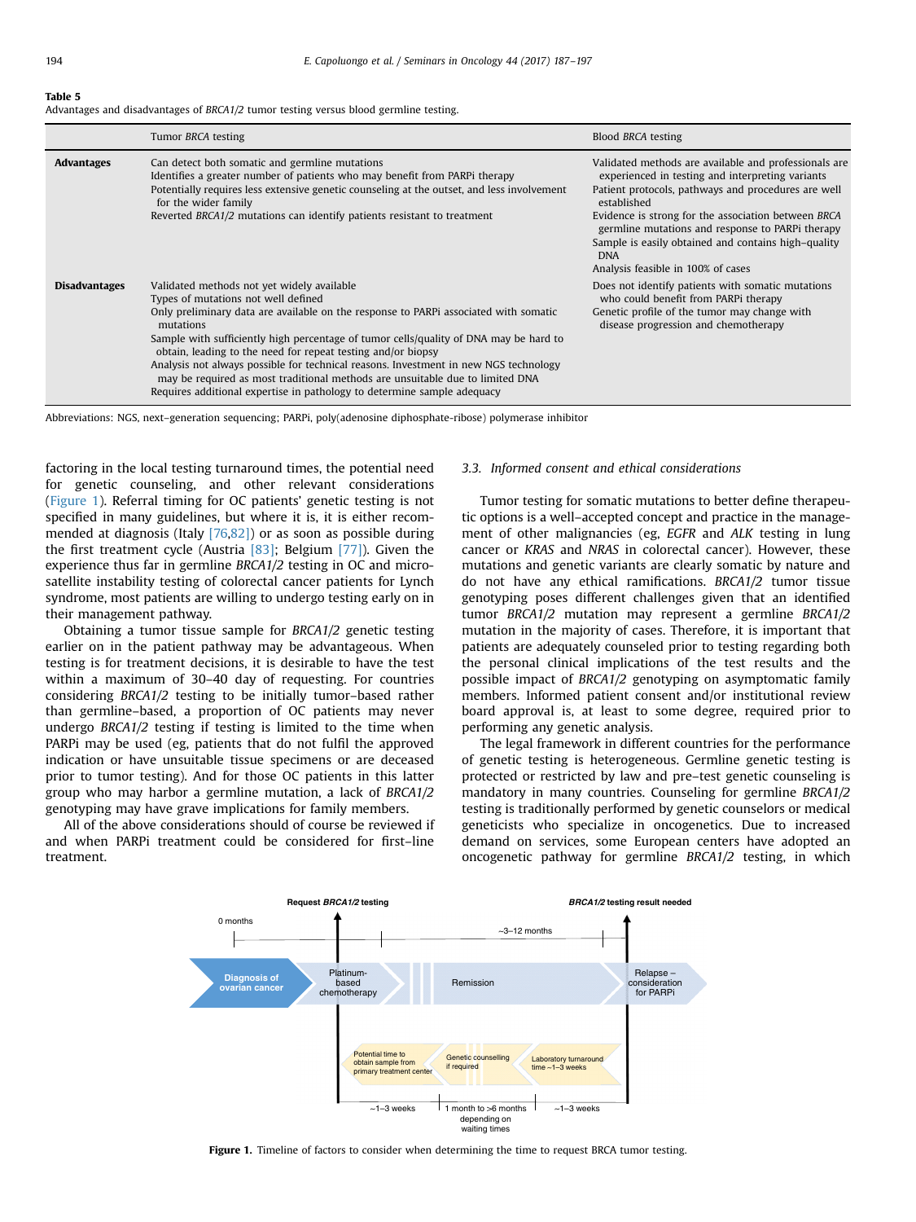**Table 5**
Advantages and disadvantages of *BRCA1/2* tumor testing versus blood germline testing.

| | Tumor *BRCA* testing | Blood *BRCA* testing |
|---|---|---|
| **Advantages** | Can detect both somatic and germline mutations<br>Identifies a greater number of patients who may benefit from PARPi therapy<br>Potentially requires less extensive genetic counseling at the outset, and less involvement for the wider family<br>Reverted *BRCA1/2* mutations can identify patients resistant to treatment | Validated methods are available and professionals are experienced in testing and interpreting variants<br>Patient protocols, pathways and procedures are well established<br>Evidence is strong for the association between *BRCA* germline mutations and response to PARPi therapy<br>Sample is easily obtained and contains high–quality DNA<br>Analysis feasible in 100% of cases |
| **Disadvantages** | Validated methods not yet widely available<br>Types of mutations not well defined<br>Only preliminary data are available on the response to PARPi associated with somatic mutations<br>Sample with sufficiently high percentage of tumor cells/quality of DNA may be hard to obtain, leading to the need for repeat testing and/or biopsy<br>Analysis not always possible for technical reasons. Investment in new NGS technology may be required as most traditional methods are unsuitable due to limited DNA<br>Requires additional expertise in pathology to determine sample adequacy | Does not identify patients with somatic mutations who could benefit from PARPi therapy<br>Genetic profile of the tumor may change with disease progression and chemotherapy |

Abbreviations: NGS, next–generation sequencing; PARPi, poly(adenosine diphosphate-ribose) polymerase inhibitor

factoring in the local testing turnaround times, the potential need for genetic counseling, and other relevant considerations (Figure 1). Referral timing for OC patients' genetic testing is not specified in many guidelines, but where it is, it is either recommended at diagnosis (Italy [76,82]) or as soon as possible during the first treatment cycle (Austria [83]; Belgium [77]). Given the experience thus far in germline *BRCA1/2* testing in OC and microsatellite instability testing of colorectal cancer patients for Lynch syndrome, most patients are willing to undergo testing early on in their management pathway.

Obtaining a tumor tissue sample for *BRCA1/2* genetic testing earlier on in the patient pathway may be advantageous. When testing is for treatment decisions, it is desirable to have the test within a maximum of 30–40 day of requesting. For countries considering *BRCA1/2* testing to be initially tumor–based rather than germline–based, a proportion of OC patients may never undergo *BRCA1/2* testing if testing is limited to the time when PARPi may be used (eg, patients that do not fulfil the approved indication or have unsuitable tissue specimens or are deceased prior to tumor testing). And for those OC patients in this latter group who may harbor a germline mutation, a lack of *BRCA1/2* genotyping may have grave implications for family members.

All of the above considerations should of course be reviewed if and when PARPi treatment could be considered for first–line treatment.

### 3.3. Informed consent and ethical considerations

Tumor testing for somatic mutations to better define therapeutic options is a well–accepted concept and practice in the management of other malignancies (eg, *EGFR* and *ALK* testing in lung cancer or *KRAS* and *NRAS* in colorectal cancer). However, these mutations and genetic variants are clearly somatic by nature and do not have any ethical ramifications. *BRCA1/2* tumor tissue genotyping poses different challenges given that an identified tumor *BRCA1/2* mutation may represent a germline *BRCA1/2* mutation in the majority of cases. Therefore, it is important that patients are adequately counseled prior to testing regarding both the personal clinical implications of the test results and the possible impact of *BRCA1/2* genotyping on asymptomatic family members. Informed patient consent and/or institutional review board approval is, at least to some degree, required prior to performing any genetic analysis.

The legal framework in different countries for the performance of genetic testing is heterogeneous. Germline genetic testing is protected or restricted by law and pre–test genetic counseling is mandatory in many countries. Counseling for germline *BRCA1/2* testing is traditionally performed by genetic counselors or medical geneticists who specialize in oncogenetics. Due to increased demand on services, some European centers have adopted an oncogenetic pathway for germline *BRCA1/2* testing, in which

**Figure 1.** Timeline of factors to consider when determining the time to request BRCA tumor testing.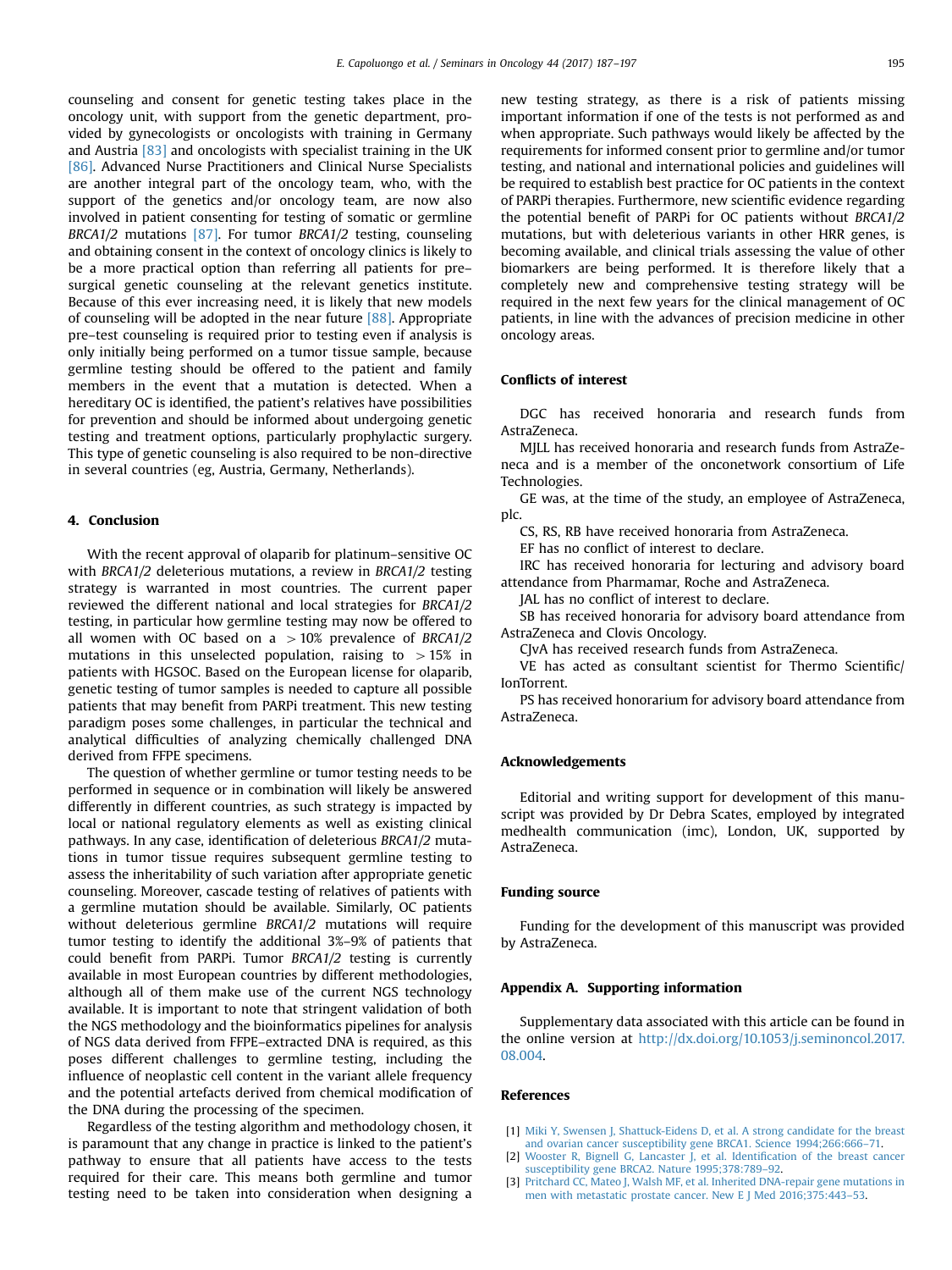counseling and consent for genetic testing takes place in the oncology unit, with support from the genetic department, provided by gynecologists or oncologists with training in Germany and Austria [83] and oncologists with specialist training in the UK [86]. Advanced Nurse Practitioners and Clinical Nurse Specialists are another integral part of the oncology team, who, with the support of the genetics and/or oncology team, are now also involved in patient consenting for testing of somatic or germline *BRCA1/2* mutations [87]. For tumor *BRCA1/2* testing, counseling and obtaining consent in the context of oncology clinics is likely to be a more practical option than referring all patients for pre–surgical genetic counseling at the relevant genetics institute. Because of this ever increasing need, it is likely that new models of counseling will be adopted in the near future [88]. Appropriate pre–test counseling is required prior to testing even if analysis is only initially being performed on a tumor tissue sample, because germline testing should be offered to the patient and family members in the event that a mutation is detected. When a hereditary OC is identified, the patient's relatives have possibilities for prevention and should be informed about undergoing genetic testing and treatment options, particularly prophylactic surgery. This type of genetic counseling is also required to be non-directive in several countries (eg, Austria, Germany, Netherlands).

## 4. Conclusion

With the recent approval of olaparib for platinum–sensitive OC with *BRCA1/2* deleterious mutations, a review in *BRCA1/2* testing strategy is warranted in most countries. The current paper reviewed the different national and local strategies for *BRCA1/2* testing, in particular how germline testing may now be offered to all women with OC based on a $>10\%$ prevalence of *BRCA1/2* mutations in this unselected population, raising to $>15\%$ in patients with HGSOC. Based on the European license for olaparib, genetic testing of tumor samples is needed to capture all possible patients that may benefit from PARPi treatment. This new testing paradigm poses some challenges, in particular the technical and analytical difficulties of analyzing chemically challenged DNA derived from FFPE specimens.

The question of whether germline or tumor testing needs to be performed in sequence or in combination will likely be answered differently in different countries, as such strategy is impacted by local or national regulatory elements as well as existing clinical pathways. In any case, identification of deleterious *BRCA1/2* mutations in tumor tissue requires subsequent germline testing to assess the inheritability of such variation after appropriate genetic counseling. Moreover, cascade testing of relatives of patients with a germline mutation should be available. Similarly, OC patients without deleterious germline *BRCA1/2* mutations will require tumor testing to identify the additional 3%–9% of patients that could benefit from PARPi. Tumor *BRCA1/2* testing is currently available in most European countries by different methodologies, although all of them make use of the current NGS technology available. It is important to note that stringent validation of both the NGS methodology and the bioinformatics pipelines for analysis of NGS data derived from FFPE–extracted DNA is required, as this poses different challenges to germline testing, including the influence of neoplastic cell content in the variant allele frequency and the potential artefacts derived from chemical modification of the DNA during the processing of the specimen.

Regardless of the testing algorithm and methodology chosen, it is paramount that any change in practice is linked to the patient's pathway to ensure that all patients have access to the tests required for their care. This means both germline and tumor testing need to be taken into consideration when designing a new testing strategy, as there is a risk of patients missing important information if one of the tests is not performed as and when appropriate. Such pathways would likely be affected by the requirements for informed consent prior to germline and/or tumor testing, and national and international policies and guidelines will be required to establish best practice for OC patients in the context of PARPi therapies. Furthermore, new scientific evidence regarding the potential benefit of PARPi for OC patients without *BRCA1/2* mutations, but with deleterious variants in other HRR genes, is becoming available, and clinical trials assessing the value of other biomarkers are being performed. It is therefore likely that a completely new and comprehensive testing strategy will be required in the next few years for the clinical management of OC patients, in line with the advances of precision medicine in other oncology areas.

## Conflicts of interest

DGC has received honoraria and research funds from AstraZeneca.

MJLL has received honoraria and research funds from AstraZeneca and is a member of the onconetwork consortium of Life Technologies.

GE was, at the time of the study, an employee of AstraZeneca, plc.

CS, RS, RB have received honoraria from AstraZeneca.

EF has no conflict of interest to declare.

IRC has received honoraria for lecturing and advisory board attendance from Pharmamar, Roche and AstraZeneca.

JAL has no conflict of interest to declare.

SB has received honoraria for advisory board attendance from AstraZeneca and Clovis Oncology.

CJvA has received research funds from AstraZeneca.

VE has acted as consultant scientist for Thermo Scientific/IonTorrent.

PS has received honorarium for advisory board attendance from AstraZeneca.

## Acknowledgements

Editorial and writing support for development of this manuscript was provided by Dr Debra Scates, employed by integrated medhealth communication (imc), London, UK, supported by AstraZeneca.

## Funding source

Funding for the development of this manuscript was provided by AstraZeneca.

## Appendix A. Supporting information

Supplementary data associated with this article can be found in the online version at http://dx.doi.org/10.1053/j.seminoncol.2017.08.004.

## References

[1] Miki Y, Swensen J, Shattuck-Eidens D, et al. A strong candidate for the breast and ovarian cancer susceptibility gene BRCA1. Science 1994;266:666–71.

[2] Wooster R, Bignell G, Lancaster J, et al. Identification of the breast cancer susceptibility gene BRCA2. Nature 1995;378:789–92.

[3] Pritchard CC, Mateo J, Walsh MF, et al. Inherited DNA-repair gene mutations in men with metastatic prostate cancer. New E J Med 2016;375:443–53.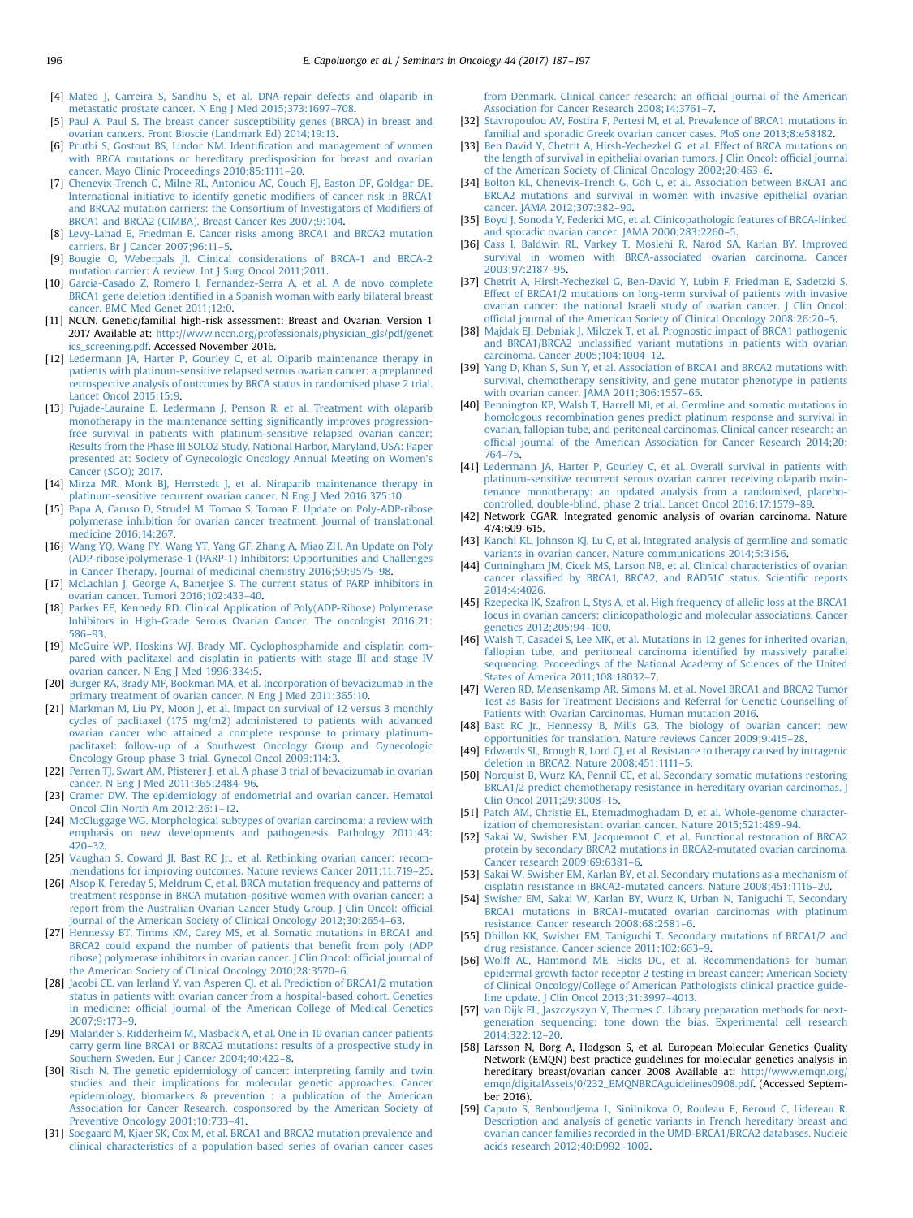[4] Mateo J, Carreira S, Sandhu S, et al. DNA-repair defects and olaparib in metastatic prostate cancer. N Eng J Med 2015;373:1697–708.

[5] Paul A, Paul S. The breast cancer susceptibility genes (BRCA) in breast and ovarian cancers. Front Bioscie (Landmark Ed) 2014;19:13.

[6] Pruthi S, Gostout BS, Lindor NM. Identification and management of women with BRCA mutations or hereditary predisposition for breast and ovarian cancer. Mayo Clinic Proceedings 2010;85:1111–20.

[7] Chenevix-Trench G, Milne RL, Antoniou AC, Couch FJ, Easton DF, Goldgar DE. International initiative to identify genetic modifiers of cancer risk in BRCA1 and BRCA2 mutation carriers: the Consortium of Investigators of Modifiers of BRCA1 and BRCA2 (CIMBA). Breast Cancer Res 2007;9:104.

[8] Levy-Lahad E, Friedman E. Cancer risks among BRCA1 and BRCA2 mutation carriers. Br J Cancer 2007;96:11–5.

[9] Bougie O, Weberpals JI. Clinical considerations of BRCA-1 and BRCA-2 mutation carrier: A review. Int J Surg Oncol 2011;2011.

[10] Garcia-Casado Z, Romero I, Fernandez-Serra A, et al. A de novo complete BRCA1 gene deletion identified in a Spanish woman with early bilateral breast cancer. BMC Med Genet 2011;12:0.

[11] NCCN. Genetic/familial high-risk assessment: Breast and Ovarian. Version 1 2017 Available at: http://www.nccn.org/professionals/physician_gls/pdf/genetics_screening.pdf. Accessed November 2016.

[12] Ledermann JA, Harter P, Gourley C, et al. Olparib maintenance therapy in patients with platinum-sensitive relapsed serous ovarian cancer: a preplanned retrospective analysis of outcomes by BRCA status in randomised phase 2 trial. Lancet Oncol 2015;15:9.

[13] Pujade-Lauraine E, Ledermann J, Penson R, et al. Treatment with olaparib monotherapy in the maintenance setting significantly improves progression-free survival in patients with platinum-sensitive relapsed ovarian cancer: Results from the Phase III SOLO2 Study. National Harbor, Maryland, USA: Paper presented at: Society of Gynecologic Oncology Annual Meeting on Women's Cancer (SGO); 2017.

[14] Mirza MR, Monk BJ, Herrstedt J, et al. Niraparib maintenance therapy in platinum-sensitive recurrent ovarian cancer. N Eng J Med 2016;375:10.

[15] Papa A, Caruso D, Strudel M, Tomao S, Tomao F. Update on Poly-ADP-ribose polymerase inhibition for ovarian cancer treatment. Journal of translational medicine 2016;14:267.

[16] Wang YQ, Wang PY, Wang YT, Yang GF, Zhang A, Miao ZH. An Update on Poly (ADP-ribose)polymerase-1 (PARP-1) Inhibitors: Opportunities and Challenges in Cancer Therapy. Journal of medicinal chemistry 2016;59:9575–98.

[17] McLachlan J, George A, Banerjee S. The current status of PARP inhibitors in ovarian cancer. Tumori 2016;102:433–40.

[18] Parkes EE, Kennedy RD. Clinical Application of Poly(ADP-Ribose) Polymerase Inhibitors in High-Grade Serous Ovarian Cancer. The oncologist 2016;21:586–93.

[19] McGuire WP, Hoskins WJ, Brady MF. Cyclophosphamide and cisplatin compared with paclitaxel and cisplatin in patients with stage III and stage IV ovarian cancer. N Eng J Med 1996;334:5.

[20] Burger RA, Brady MF, Bookman MA, et al. Incorporation of bevacizumab in the primary treatment of ovarian cancer. N Eng J Med 2011;365:10.

[21] Markman M, Liu PY, Moon J, et al. Impact on survival of 12 versus 3 monthly cycles of paclitaxel (175 mg/m2) administered to patients with advanced ovarian cancer who attained a complete response to primary platinum-paclitaxel: follow-up of a Southwest Oncology Group and Gynecologic Oncology Group phase 3 trial. Gynecol Oncol 2009;114:3.

[22] Perren TJ, Swart AM, Pfisterer J, et al. A phase 3 trial of bevacizumab in ovarian cancer. N Eng J Med 2011;365:2484–96.

[23] Cramer DW. The epidemiology of endometrial and ovarian cancer. Hematol Oncol Clin North Am 2012;26:1–12.

[24] McCluggage WG. Morphological subtypes of ovarian carcinoma: a review with emphasis on new developments and pathogenesis. Pathology 2011;43:420–32.

[25] Vaughan S, Coward JI, Bast RC Jr., et al. Rethinking ovarian cancer: recommendations for improving outcomes. Nature reviews Cancer 2011;11:719–25.

[26] Alsop K, Fereday S, Meldrum C, et al. BRCA mutation frequency and patterns of treatment response in BRCA mutation-positive women with ovarian cancer: a report from the Australian Ovarian Cancer Study Group. J Clin Oncol: official journal of the American Society of Clinical Oncology 2012;30:2654–63.

[27] Hennessy BT, Timms KM, Carey MS, et al. Somatic mutations in BRCA1 and BRCA2 could expand the number of patients that benefit from poly (ADP ribose) polymerase inhibitors in ovarian cancer. J Clin Oncol: official journal of the American Society of Clinical Oncology 2010;28:3570–6.

[28] Jacobi CE, van Ierland Y, van Asperen CJ, et al. Prediction of BRCA1/2 mutation status in patients with ovarian cancer from a hospital-based cohort. Genetics in medicine: official journal of the American College of Medical Genetics 2007;9:173–9.

[29] Malander S, Ridderheim M, Masback A, et al. One in 10 ovarian cancer patients carry germ line BRCA1 or BRCA2 mutations: results of a prospective study in Southern Sweden. Eur J Cancer 2004;40:422–8.

[30] Risch N. The genetic epidemiology of cancer: interpreting family and twin studies and their implications for molecular genetic approaches. Cancer epidemiology, biomarkers & prevention : a publication of the American Association for Cancer Research, cosponsored by the American Society of Preventive Oncology 2001;10:733–41.

[31] Soegaard M, Kjaer SK, Cox M, et al. BRCA1 and BRCA2 mutation prevalence and clinical characteristics of a population-based series of ovarian cancer cases from Denmark. Clinical cancer research: an official journal of the American Association for Cancer Research 2008;14:3761–7.

[32] Stavropoulou AV, Fostira F, Pertesi M, et al. Prevalence of BRCA1 mutations in familial and sporadic Greek ovarian cancer cases. PloS one 2013;8:e58182.

[33] Ben David Y, Chetrit A, Hirsh-Yechezkel G, et al. Effect of BRCA mutations on the length of survival in epithelial ovarian tumors. J Clin Oncol: official journal of the American Society of Clinical Oncology 2002;20:463–6.

[34] Bolton KL, Chenevix-Trench G, Goh C, et al. Association between BRCA1 and BRCA2 mutations and survival in women with invasive epithelial ovarian cancer. JAMA 2012;307:382–90.

[35] Boyd J, Sonoda Y, Federici MG, et al. Clinicopathologic features of BRCA-linked and sporadic ovarian cancer. JAMA 2000;283:2260–5.

[36] Cass I, Baldwin RL, Varkey T, Moslehi R, Narod SA, Karlan BY. Improved survival in women with BRCA-associated ovarian carcinoma. Cancer 2003;97:2187–95.

[37] Chetrit A, Hirsh-Yechezkel G, Ben-David Y, Lubin F, Friedman E, Sadetzki S. Effect of BRCA1/2 mutations on long-term survival of patients with invasive ovarian cancer: the national Israeli study of ovarian cancer. J Clin Oncol: official journal of the American Society of Clinical Oncology 2008;26:20–5.

[38] Majdak EJ, Debniak J, Milczek T, et al. Prognostic impact of BRCA1 pathogenic and BRCA1/BRCA2 unclassified variant mutations in patients with ovarian carcinoma. Cancer 2005;104:1004–12.

[39] Yang D, Khan S, Sun Y, et al. Association of BRCA1 and BRCA2 mutations with survival, chemotherapy sensitivity, and gene mutator phenotype in patients with ovarian cancer. JAMA 2011;306:1557–65.

[40] Pennington KP, Walsh T, Harrell MI, et al. Germline and somatic mutations in homologous recombination genes predict platinum response and survival in ovarian, fallopian tube, and peritoneal carcinomas. Clinical cancer research: an official journal of the American Association for Cancer Research 2014;20:764–75.

[41] Ledermann JA, Harter P, Gourley C, et al. Overall survival in patients with platinum-sensitive recurrent serous ovarian cancer receiving olaparib maintenance monotherapy: an updated analysis from a randomised, placebo-controlled, double-blind, phase 2 trial. Lancet Oncol 2016;17:1579–89.

[42] Network CGAR. Integrated genomic analysis of ovarian carcinoma. Nature 474:609-615.

[43] Kanchi KL, Johnson KJ, Lu C, et al. Integrated analysis of germline and somatic variants in ovarian cancer. Nature communications 2014;5:3156.

[44] Cunningham JM, Cicek MS, Larson NB, et al. Clinical characteristics of ovarian cancer classified by BRCA1, BRCA2, and RAD51C status. Scientific reports 2014;4:4026.

[45] Rzepecka IK, Szafron L, Stys A, et al. High frequency of allelic loss at the BRCA1 locus in ovarian cancers: clinicopathologic and molecular associations. Cancer genetics 2012;205:94–100.

[46] Walsh T, Casadei S, Lee MK, et al. Mutations in 12 genes for inherited ovarian, fallopian tube, and peritoneal carcinoma identified by massively parallel sequencing. Proceedings of the National Academy of Sciences of the United States of America 2011;108:18032–7.

[47] Weren RD, Mensenkamp AR, Simons M, et al. Novel BRCA1 and BRCA2 Tumor Test as Basis for Treatment Decisions and Referral for Genetic Counselling of Patients with Ovarian Carcinomas. Human mutation 2016.

[48] Bast RC Jr., Hennessy B, Mills GB. The biology of ovarian cancer: new opportunities for translation. Nature reviews Cancer 2009;9:415–28.

[49] Edwards SL, Brough R, Lord CJ, et al. Resistance to therapy caused by intragenic deletion in BRCA2. Nature 2008;451:1111–5.

[50] Norquist B, Wurz KA, Pennil CC, et al. Secondary somatic mutations restoring BRCA1/2 predict chemotherapy resistance in hereditary ovarian carcinomas. J Clin Oncol 2011;29:3008–15.

[51] Patch AM, Christie EL, Etemadmoghadam D, et al. Whole-genome characterization of chemoresistant ovarian cancer. Nature 2015;521:489–94.

[52] Sakai W, Swisher EM, Jacquemont C, et al. Functional restoration of BRCA2 protein by secondary BRCA2 mutations in BRCA2-mutated ovarian carcinoma. Cancer research 2009;69:6381–6.

[53] Sakai W, Swisher EM, Karlan BY, et al. Secondary mutations as a mechanism of cisplatin resistance in BRCA2-mutated cancers. Nature 2008;451:1116–20.

[54] Swisher EM, Sakai W, Karlan BY, Wurz K, Urban N, Taniguchi T. Secondary BRCA1 mutations in BRCA1-mutated ovarian carcinomas with platinum resistance. Cancer research 2008;68:2581–6.

[55] Dhillon KK, Swisher EM, Taniguchi T. Secondary mutations of BRCA1/2 and drug resistance. Cancer science 2011;102:663–9.

[56] Wolff AC, Hammond ME, Hicks DG, et al. Recommendations for human epidermal growth factor receptor 2 testing in breast cancer: American Society of Clinical Oncology/College of American Pathologists clinical practice guideline update. J Clin Oncol 2013;31:3997–4013.

[57] van Dijk EL, Jaszczyszyn Y, Thermes C. Library preparation methods for next-generation sequencing: tone down the bias. Experimental cell research 2014;322:12–20.

[58] Larsson N, Borg A, Hodgson S, et al. European Molecular Genetics Quality Network (EMQN) best practice guidelines for molecular genetics analysis in hereditary breast/ovarian cancer 2008 Available at: http://www.emqn.org/emqn/digitalAssets/0/232_EMQNBRCAguidelines0908.pdf. (Accessed September 2016).

[59] Caputo S, Benboudjema L, Sinilnikova O, Rouleau E, Beroud C, Lidereau R. Description and analysis of genetic variants in French hereditary breast and ovarian cancer families recorded in the UMD-BRCA1/BRCA2 databases. Nucleic acids research 2012;40:D992–1002.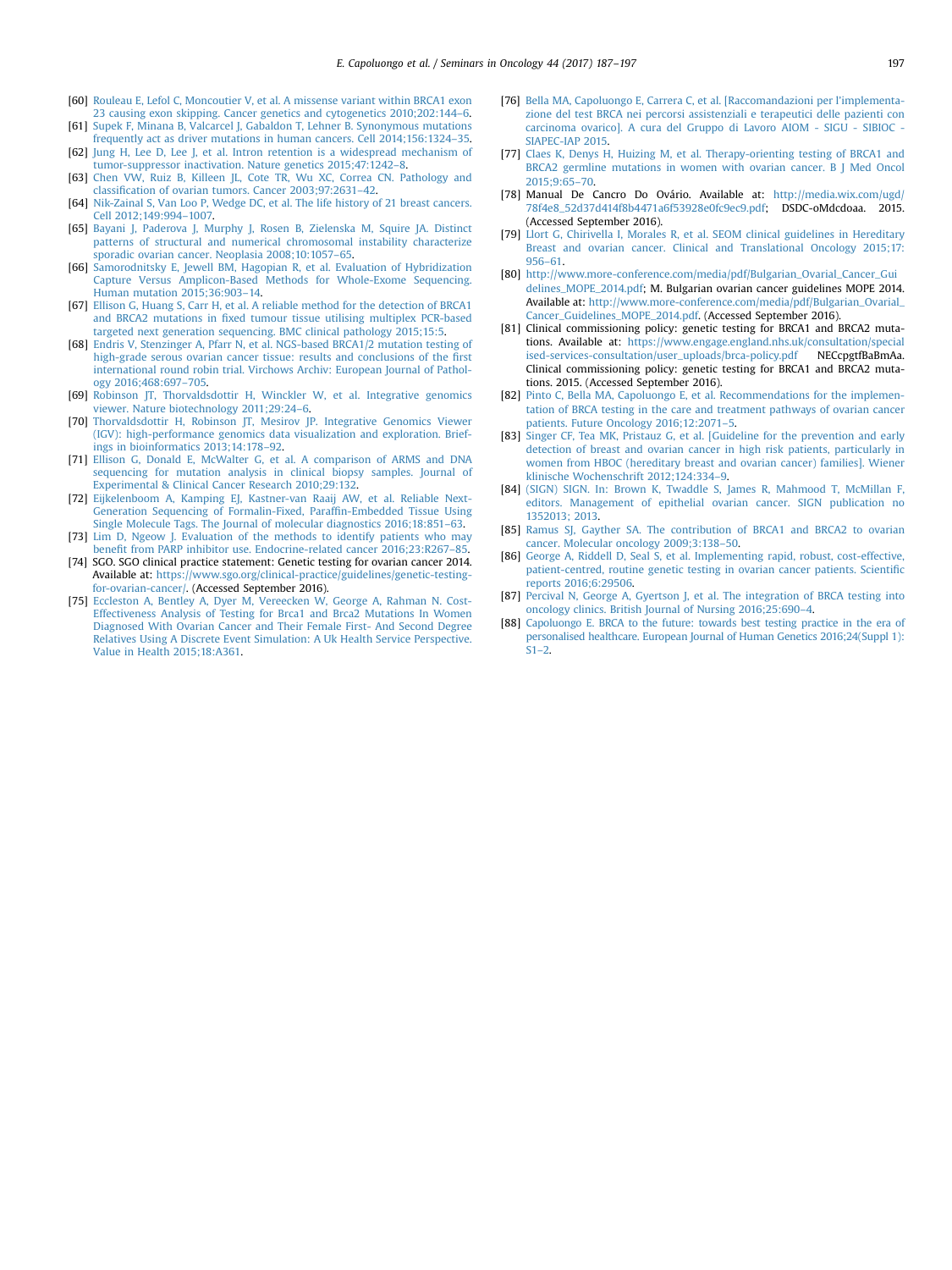[60] Rouleau E, Lefol C, Moncoutier V, et al. A missense variant within BRCA1 exon 23 causing exon skipping. Cancer genetics and cytogenetics 2010;202:144–6.

[61] Supek F, Minana B, Valcarcel J, Gabaldon T, Lehner B. Synonymous mutations frequently act as driver mutations in human cancers. Cell 2014;156:1324–35.

[62] Jung H, Lee D, Lee J, et al. Intron retention is a widespread mechanism of tumor-suppressor inactivation. Nature genetics 2015;47:1242–8.

[63] Chen VW, Ruiz B, Killeen JL, Cote TR, Wu XC, Correa CN. Pathology and classification of ovarian tumors. Cancer 2003;97:2631–42.

[64] Nik-Zainal S, Van Loo P, Wedge DC, et al. The life history of 21 breast cancers. Cell 2012;149:994–1007.

[65] Bayani J, Paderova J, Murphy J, Rosen B, Zielenska M, Squire JA. Distinct patterns of structural and numerical chromosomal instability characterize sporadic ovarian cancer. Neoplasia 2008;10:1057–65.

[66] Samorodnitsky E, Jewell BM, Hagopian R, et al. Evaluation of Hybridization Capture Versus Amplicon-Based Methods for Whole-Exome Sequencing. Human mutation 2015;36:903–14.

[67] Ellison G, Huang S, Carr H, et al. A reliable method for the detection of BRCA1 and BRCA2 mutations in fixed tumour tissue utilising multiplex PCR-based targeted next generation sequencing. BMC clinical pathology 2015;15:5.

[68] Endris V, Stenzinger A, Pfarr N, et al. NGS-based BRCA1/2 mutation testing of high-grade serous ovarian cancer tissue: results and conclusions of the first international round robin trial. Virchows Archiv: European Journal of Pathology 2016;468:697–705.

[69] Robinson JT, Thorvaldsdottir H, Winckler W, et al. Integrative genomics viewer. Nature biotechnology 2011;29:24–6.

[70] Thorvaldsdottir H, Robinson JT, Mesirov JP. Integrative Genomics Viewer (IGV): high-performance genomics data visualization and exploration. Briefings in bioinformatics 2013;14:178–92.

[71] Ellison G, Donald E, McWalter G, et al. A comparison of ARMS and DNA sequencing for mutation analysis in clinical biopsy samples. Journal of Experimental & Clinical Cancer Research 2010;29:132.

[72] Eijkelenboom A, Kamping EJ, Kastner-van Raaij AW, et al. Reliable Next-Generation Sequencing of Formalin-Fixed, Paraffin-Embedded Tissue Using Single Molecule Tags. The Journal of molecular diagnostics 2016;18:851–63.

[73] Lim D, Ngeow J. Evaluation of the methods to identify patients who may benefit from PARP inhibitor use. Endocrine-related cancer 2016;23:R267–85.

[74] SGO. SGO clinical practice statement: Genetic testing for ovarian cancer 2014. Available at: https://www.sgo.org/clinical-practice/guidelines/genetic-testing-for-ovarian-cancer/. (Accessed September 2016).

[75] Eccleston A, Bentley A, Dyer M, Vereecken W, George A, Rahman N. Cost-Effectiveness Analysis of Testing for Brca1 and Brca2 Mutations In Women Diagnosed With Ovarian Cancer and Their Female First- And Second Degree Relatives Using A Discrete Event Simulation: A Uk Health Service Perspective. Value in Health 2015;18:A361.

[76] Bella MA, Capoluongo E, Carrera C, et al. [Raccomandazioni per l'implementazione del test BRCA nei percorsi assistenziali e terapeutici delle pazienti con carcinoma ovarico]. A cura del Gruppo di Lavoro AIOM - SIGU - SIBIOC - SIAPEC-IAP 2015.

[77] Claes K, Denys H, Huizing M, et al. Therapy-orienting testing of BRCA1 and BRCA2 germline mutations in women with ovarian cancer. B J Med Oncol 2015;9:65–70.

[78] Manual De Cancro Do Ovário. Available at: http://media.wix.com/ugd/78f4e8_52d37d414f8b4471a6f53928e0fc9ec9.pdf; DSDC-oMdcdoaa. 2015. (Accessed September 2016).

[79] Llort G, Chirivella I, Morales R, et al. SEOM clinical guidelines in Hereditary Breast and ovarian cancer. Clinical and Translational Oncology 2015;17:956–61.

[80] http://www.more-conference.com/media/pdf/Bulgarian_Ovarial_Cancer_Guidelines_MOPE_2014.pdf; M. Bulgarian ovarian cancer guidelines MOPE 2014. Available at: http://www.more-conference.com/media/pdf/Bulgarian_Ovarial_Cancer_Guidelines_MOPE_2014.pdf. (Accessed September 2016).

[81] Clinical commissioning policy: genetic testing for BRCA1 and BRCA2 mutations. Available at: https://www.engage.england.nhs.uk/consultation/specialised-services-consultation/user_uploads/brca-policy.pdf NECcpgtfBaBmAa. Clinical commissioning policy: genetic testing for BRCA1 and BRCA2 mutations. 2015. (Accessed September 2016).

[82] Pinto C, Bella MA, Capoluongo E, et al. Recommendations for the implementation of BRCA testing in the care and treatment pathways of ovarian cancer patients. Future Oncology 2016;12:2071–5.

[83] Singer CF, Tea MK, Pristauz G, et al. [Guideline for the prevention and early detection of breast and ovarian cancer in high risk patients, particularly in women from HBOC (hereditary breast and ovarian cancer) families]. Wiener klinische Wochenschrift 2012;124:334–9.

[84] (SIGN) SIGN. In: Brown K, Twaddle S, James R, Mahmood T, McMillan F, editors. Management of epithelial ovarian cancer. SIGN publication no 1352013; 2013.

[85] Ramus SJ, Gayther SA. The contribution of BRCA1 and BRCA2 to ovarian cancer. Molecular oncology 2009;3:138–50.

[86] George A, Riddell D, Seal S, et al. Implementing rapid, robust, cost-effective, patient-centred, routine genetic testing in ovarian cancer patients. Scientific reports 2016;6:29506.

[87] Percival N, George A, Gyertson J, et al. The integration of BRCA testing into oncology clinics. British Journal of Nursing 2016;25:690–4.

[88] Capoluongo E. BRCA to the future: towards best testing practice in the era of personalised healthcare. European Journal of Human Genetics 2016;24(Suppl 1):S1–2.